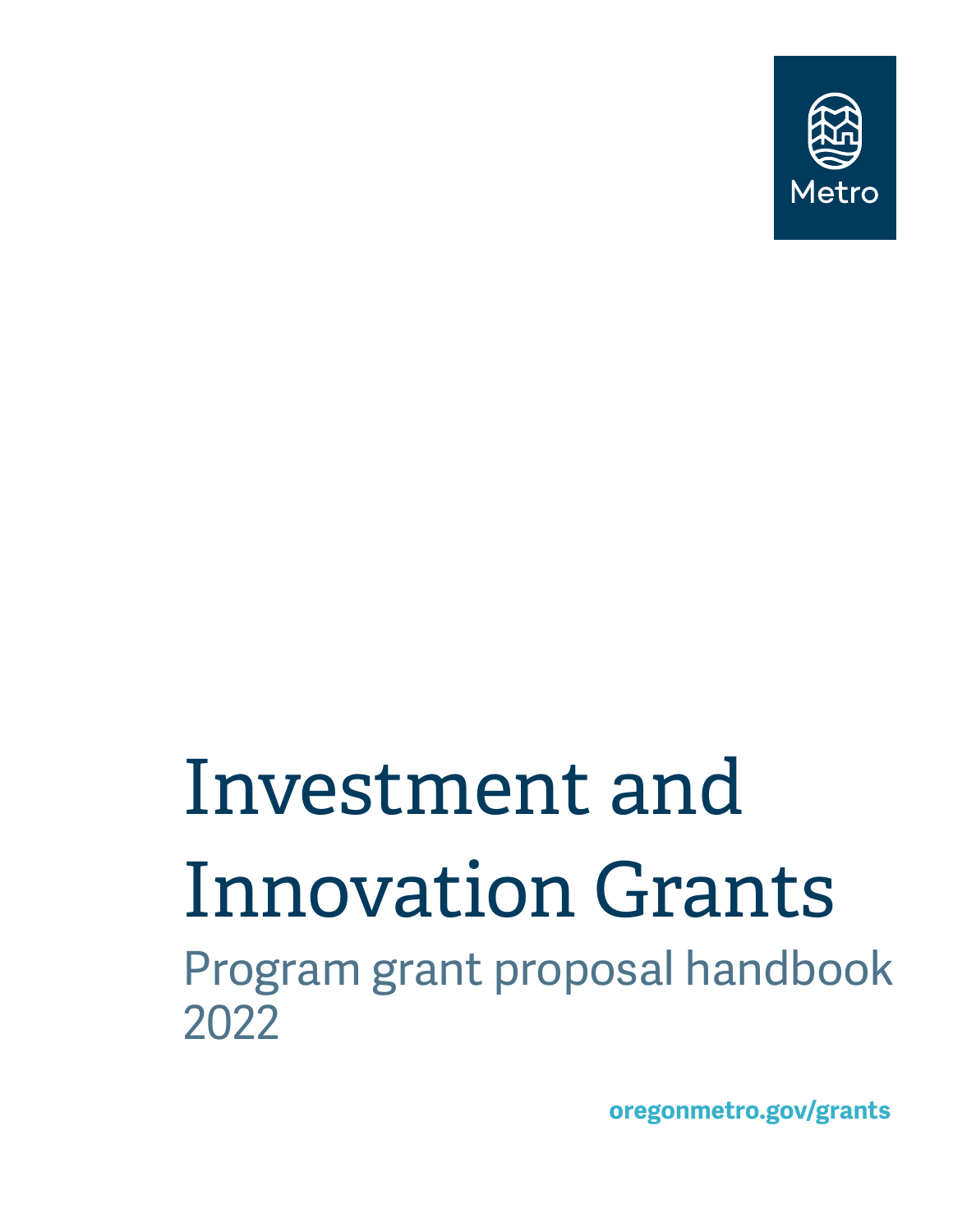Metro

# Investment and Innovation Grants

## Program grant proposal handbook 2022

oregonmetro.gov/grants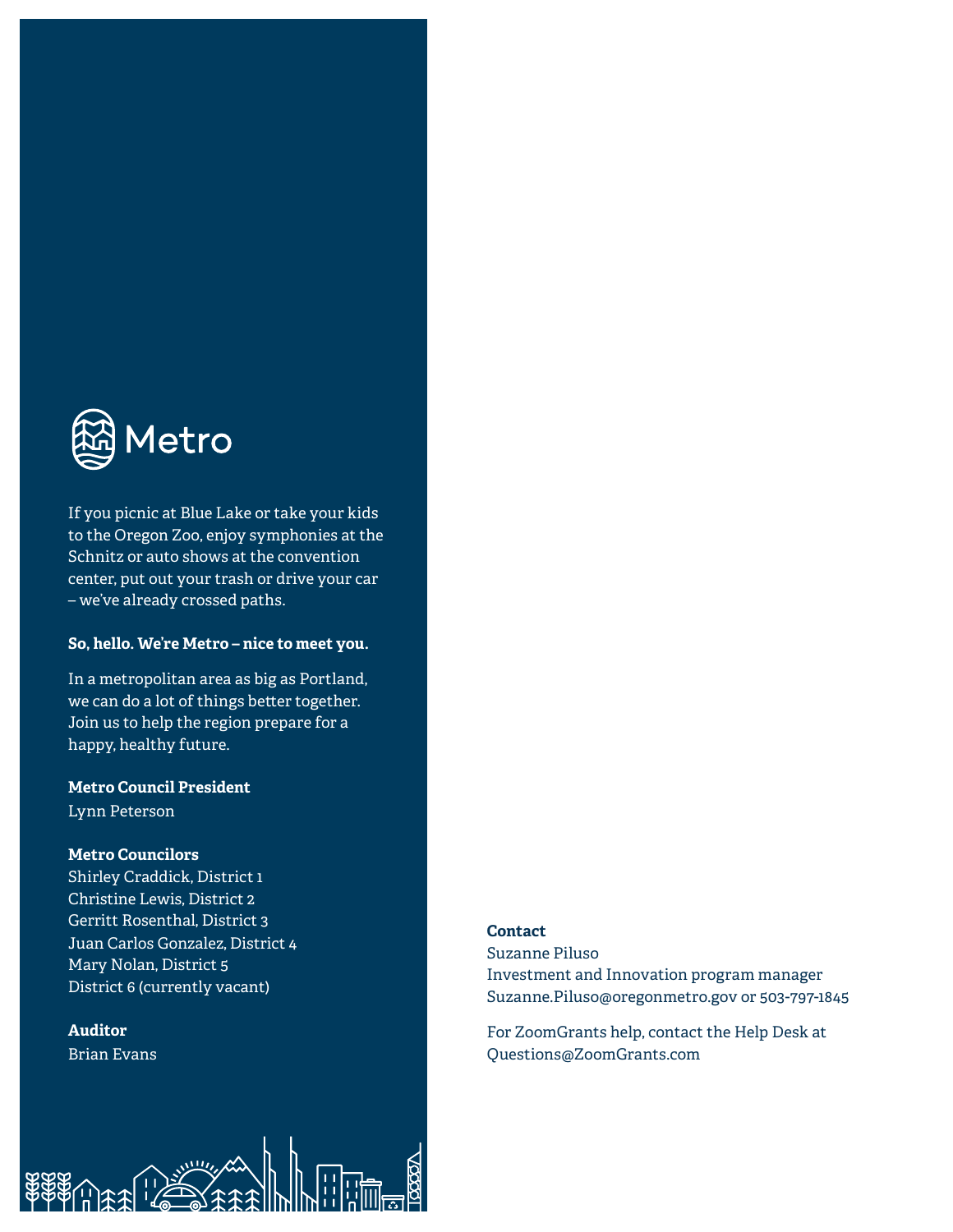Metro

If you picnic at Blue Lake or take your kids to the Oregon Zoo, enjoy symphonies at the Schnitz or auto shows at the convention center, put out your trash or drive your car – we've already crossed paths.

**So, hello. We're Metro – nice to meet you.**

In a metropolitan area as big as Portland, we can do a lot of things better together. Join us to help the region prepare for a happy, healthy future.

**Metro Council President**
Lynn Peterson

**Metro Councilors**
Shirley Craddick, District 1
Christine Lewis, District 2
Gerritt Rosenthal, District 3
Juan Carlos Gonzalez, District 4
Mary Nolan, District 5
District 6 (currently vacant)

**Auditor**
Brian Evans

**Contact**
Suzanne Piluso
Investment and Innovation program manager
Suzanne.Piluso@oregonmetro.gov or 503-797-1845

For ZoomGrants help, contact the Help Desk at Questions@ZoomGrants.com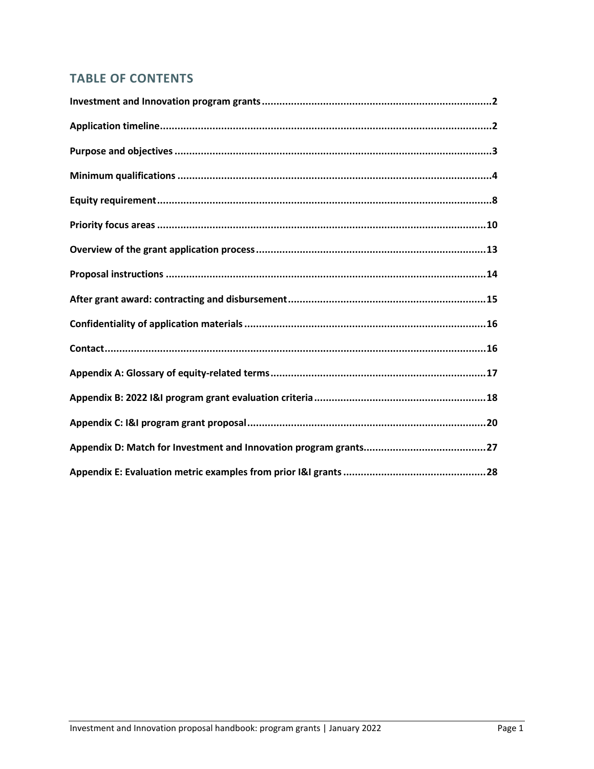## TABLE OF CONTENTS

| | |
|---|---|
| Investment and Innovation program grants | 2 |
| Application timeline | 2 |
| Purpose and objectives | 3 |
| Minimum qualifications | 4 |
| Equity requirement | 8 |
| Priority focus areas | 10 |
| Overview of the grant application process | 13 |
| Proposal instructions | 14 |
| After grant award: contracting and disbursement | 15 |
| Confidentiality of application materials | 16 |
| Contact | 16 |
| Appendix A: Glossary of equity-related terms | 17 |
| Appendix B: 2022 I&I program grant evaluation criteria | 18 |
| Appendix C: I&I program grant proposal | 20 |
| Appendix D: Match for Investment and Innovation program grants | 27 |
| Appendix E: Evaluation metric examples from prior I&I grants | 28 |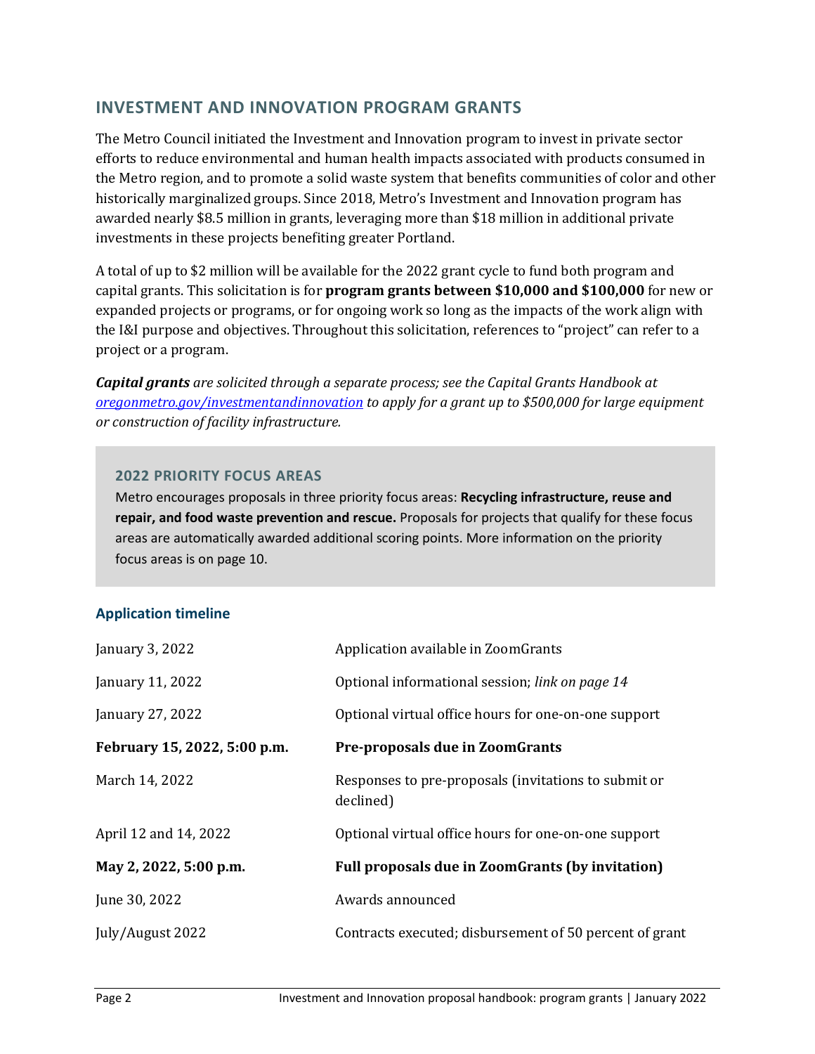## INVESTMENT AND INNOVATION PROGRAM GRANTS

The Metro Council initiated the Investment and Innovation program to invest in private sector efforts to reduce environmental and human health impacts associated with products consumed in the Metro region, and to promote a solid waste system that benefits communities of color and other historically marginalized groups. Since 2018, Metro's Investment and Innovation program has awarded nearly $8.5 million in grants, leveraging more than $18 million in additional private investments in these projects benefiting greater Portland.

A total of up to $2 million will be available for the 2022 grant cycle to fund both program and capital grants. This solicitation is for **program grants between $10,000 and $100,000** for new or expanded projects or programs, or for ongoing work so long as the impacts of the work align with the I&I purpose and objectives. Throughout this solicitation, references to "project" can refer to a project or a program.

***Capital grants*** *are solicited through a separate process; see the Capital Grants Handbook at [oregonmetro.gov/investmentandinnovation](oregonmetro.gov/investmentandinnovation) to apply for a grant up to $500,000 for large equipment or construction of facility infrastructure.*

### 2022 PRIORITY FOCUS AREAS

Metro encourages proposals in three priority focus areas: **Recycling infrastructure, reuse and repair, and food waste prevention and rescue.** Proposals for projects that qualify for these focus areas are automatically awarded additional scoring points. More information on the priority focus areas is on page 10.

### Application timeline

| | |
|---|---|
| January 3, 2022 | Application available in ZoomGrants |
| January 11, 2022 | Optional informational session; *link on page 14* |
| January 27, 2022 | Optional virtual office hours for one-on-one support |
| **February 15, 2022, 5:00 p.m.** | **Pre-proposals due in ZoomGrants** |
| March 14, 2022 | Responses to pre-proposals (invitations to submit or declined) |
| April 12 and 14, 2022 | Optional virtual office hours for one-on-one support |
| **May 2, 2022, 5:00 p.m.** | **Full proposals due in ZoomGrants (by invitation)** |
| June 30, 2022 | Awards announced |
| July/August 2022 | Contracts executed; disbursement of 50 percent of grant |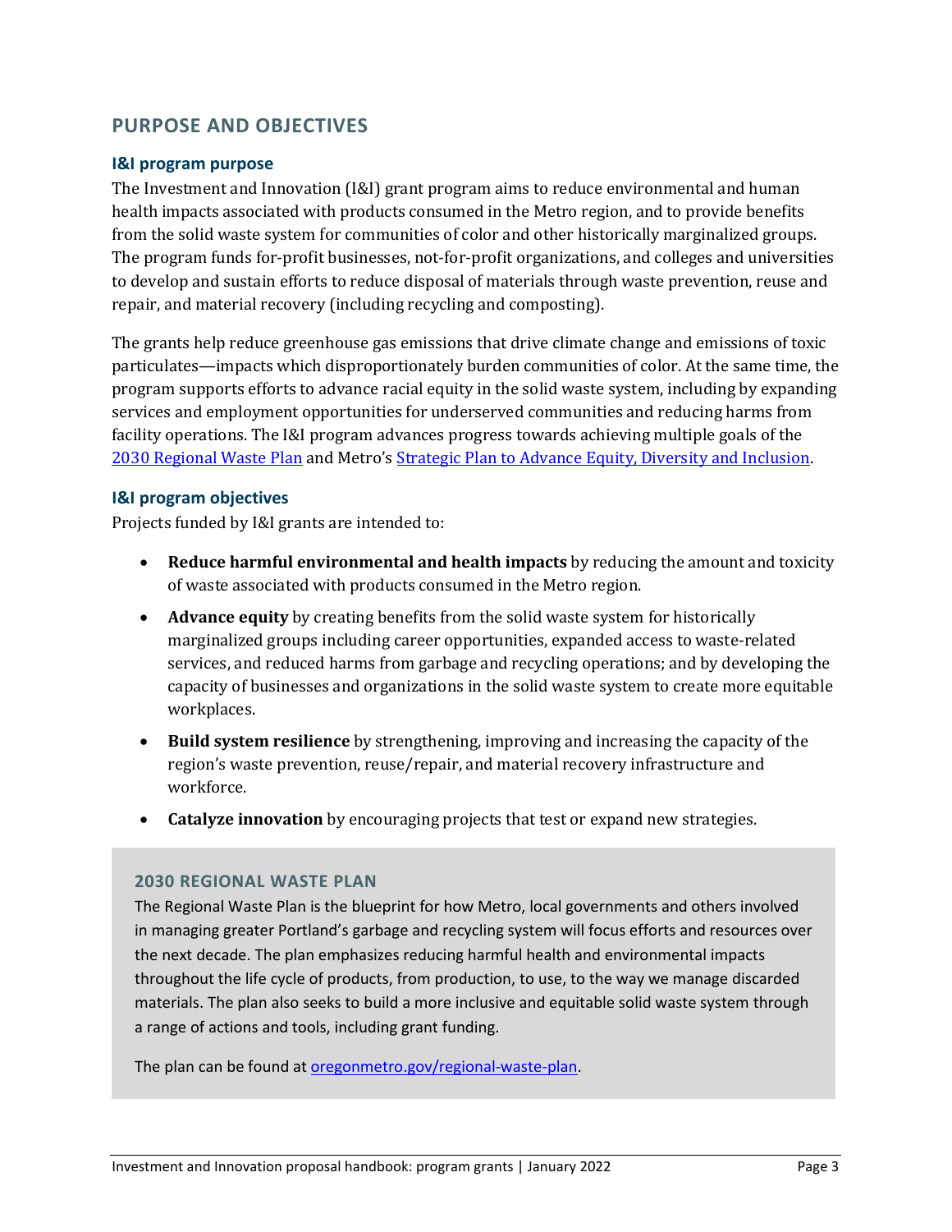## PURPOSE AND OBJECTIVES

### I&I program purpose

The Investment and Innovation (I&I) grant program aims to reduce environmental and human health impacts associated with products consumed in the Metro region, and to provide benefits from the solid waste system for communities of color and other historically marginalized groups. The program funds for-profit businesses, not-for-profit organizations, and colleges and universities to develop and sustain efforts to reduce disposal of materials through waste prevention, reuse and repair, and material recovery (including recycling and composting).

The grants help reduce greenhouse gas emissions that drive climate change and emissions of toxic particulates—impacts which disproportionately burden communities of color. At the same time, the program supports efforts to advance racial equity in the solid waste system, including by expanding services and employment opportunities for underserved communities and reducing harms from facility operations. The I&I program advances progress towards achieving multiple goals of the [2030 Regional Waste Plan] and Metro's [Strategic Plan to Advance Equity, Diversity and Inclusion].

### I&I program objectives

Projects funded by I&I grants are intended to:

- **Reduce harmful environmental and health impacts** by reducing the amount and toxicity of waste associated with products consumed in the Metro region.
- **Advance equity** by creating benefits from the solid waste system for historically marginalized groups including career opportunities, expanded access to waste-related services, and reduced harms from garbage and recycling operations; and by developing the capacity of businesses and organizations in the solid waste system to create more equitable workplaces.
- **Build system resilience** by strengthening, improving and increasing the capacity of the region's waste prevention, reuse/repair, and material recovery infrastructure and workforce.
- **Catalyze innovation** by encouraging projects that test or expand new strategies.

### 2030 REGIONAL WASTE PLAN

The Regional Waste Plan is the blueprint for how Metro, local governments and others involved in managing greater Portland's garbage and recycling system will focus efforts and resources over the next decade. The plan emphasizes reducing harmful health and environmental impacts throughout the life cycle of products, from production, to use, to the way we manage discarded materials. The plan also seeks to build a more inclusive and equitable solid waste system through a range of actions and tools, including grant funding.

The plan can be found at oregonmetro.gov/regional-waste-plan.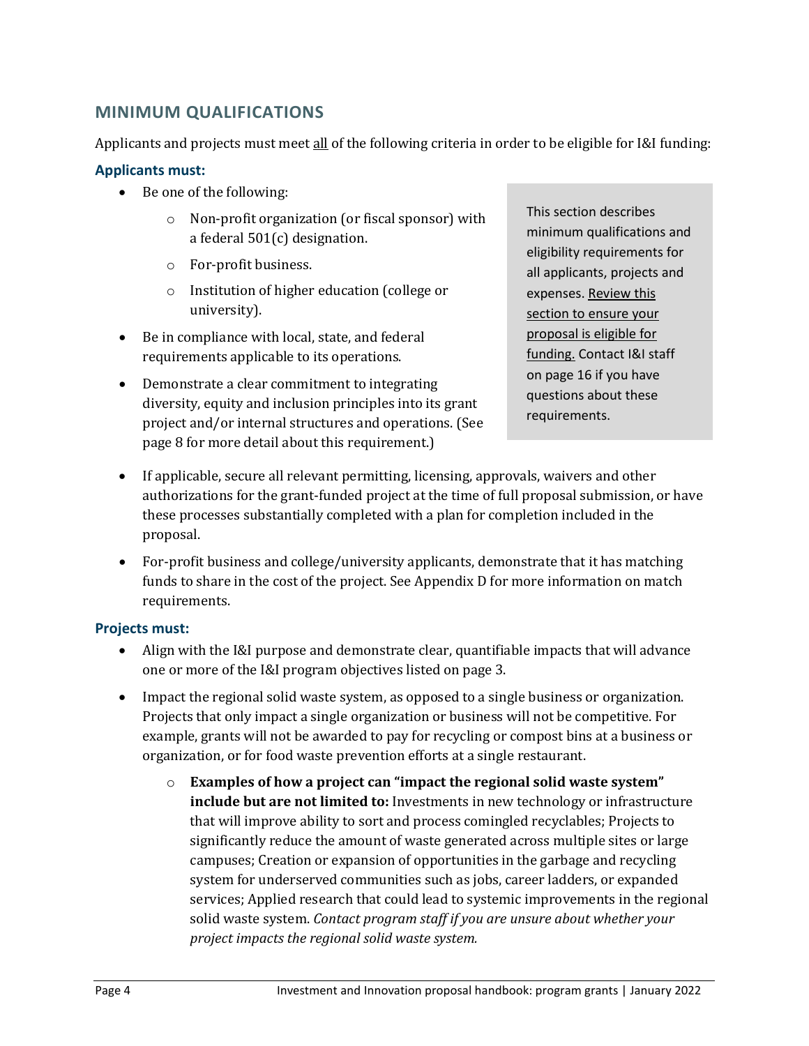## MINIMUM QUALIFICATIONS

Applicants and projects must meet all of the following criteria in order to be eligible for I&I funding:

> This section describes minimum qualifications and eligibility requirements for all applicants, projects and expenses. Review this section to ensure your proposal is eligible for funding. Contact I&I staff on page 16 if you have questions about these requirements.

### Applicants must:

- Be one of the following:
  - Non-profit organization (or fiscal sponsor) with a federal 501(c) designation.
  - For-profit business.
  - Institution of higher education (college or university).
- Be in compliance with local, state, and federal requirements applicable to its operations.
- Demonstrate a clear commitment to integrating diversity, equity and inclusion principles into its grant project and/or internal structures and operations. (See page 8 for more detail about this requirement.)
- If applicable, secure all relevant permitting, licensing, approvals, waivers and other authorizations for the grant-funded project at the time of full proposal submission, or have these processes substantially completed with a plan for completion included in the proposal.
- For-profit business and college/university applicants, demonstrate that it has matching funds to share in the cost of the project. See Appendix D for more information on match requirements.

### Projects must:

- Align with the I&I purpose and demonstrate clear, quantifiable impacts that will advance one or more of the I&I program objectives listed on page 3.
- Impact the regional solid waste system, as opposed to a single business or organization. Projects that only impact a single organization or business will not be competitive. For example, grants will not be awarded to pay for recycling or compost bins at a business or organization, or for food waste prevention efforts at a single restaurant.
  - **Examples of how a project can "impact the regional solid waste system" include but are not limited to:** Investments in new technology or infrastructure that will improve ability to sort and process comingled recyclables; Projects to significantly reduce the amount of waste generated across multiple sites or large campuses; Creation or expansion of opportunities in the garbage and recycling system for underserved communities such as jobs, career ladders, or expanded services; Applied research that could lead to systemic improvements in the regional solid waste system. *Contact program staff if you are unsure about whether your project impacts the regional solid waste system.*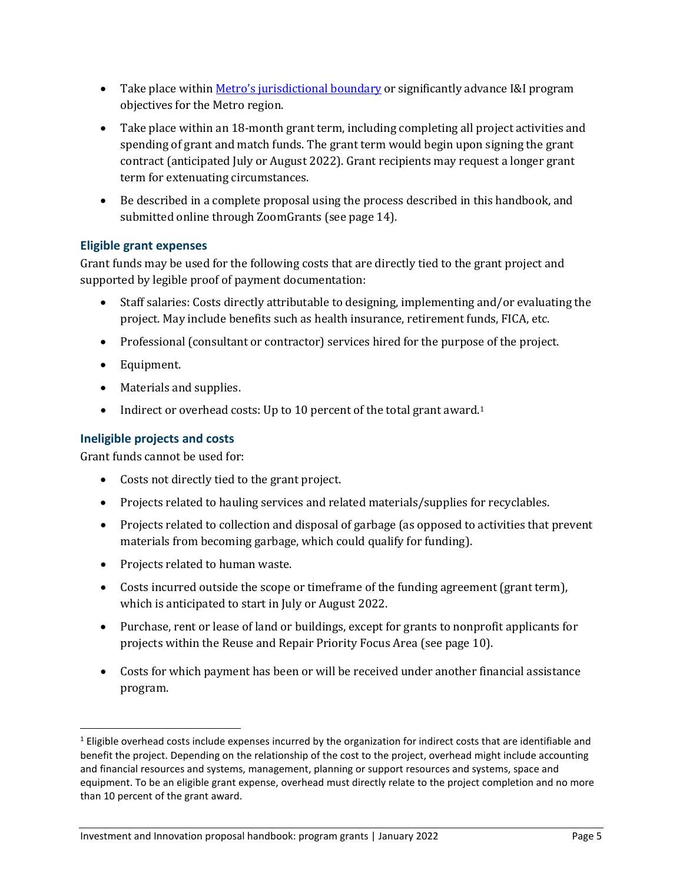- Take place within [Metro's jurisdictional boundary]() or significantly advance I&I program objectives for the Metro region.
- Take place within an 18-month grant term, including completing all project activities and spending of grant and match funds. The grant term would begin upon signing the grant contract (anticipated July or August 2022). Grant recipients may request a longer grant term for extenuating circumstances.
- Be described in a complete proposal using the process described in this handbook, and submitted online through ZoomGrants (see page 14).

### Eligible grant expenses

Grant funds may be used for the following costs that are directly tied to the grant project and supported by legible proof of payment documentation:

- Staff salaries: Costs directly attributable to designing, implementing and/or evaluating the project. May include benefits such as health insurance, retirement funds, FICA, etc.
- Professional (consultant or contractor) services hired for the purpose of the project.
- Equipment.
- Materials and supplies.
- Indirect or overhead costs: Up to 10 percent of the total grant award.[1]

### Ineligible projects and costs

Grant funds cannot be used for:

- Costs not directly tied to the grant project.
- Projects related to hauling services and related materials/supplies for recyclables.
- Projects related to collection and disposal of garbage (as opposed to activities that prevent materials from becoming garbage, which could qualify for funding).
- Projects related to human waste.
- Costs incurred outside the scope or timeframe of the funding agreement (grant term), which is anticipated to start in July or August 2022.
- Purchase, rent or lease of land or buildings, except for grants to nonprofit applicants for projects within the Reuse and Repair Priority Focus Area (see page 10).
- Costs for which payment has been or will be received under another financial assistance program.

---

[1] Eligible overhead costs include expenses incurred by the organization for indirect costs that are identifiable and benefit the project. Depending on the relationship of the cost to the project, overhead might include accounting and financial resources and systems, management, planning or support resources and systems, space and equipment. To be an eligible grant expense, overhead must directly relate to the project completion and no more than 10 percent of the grant award.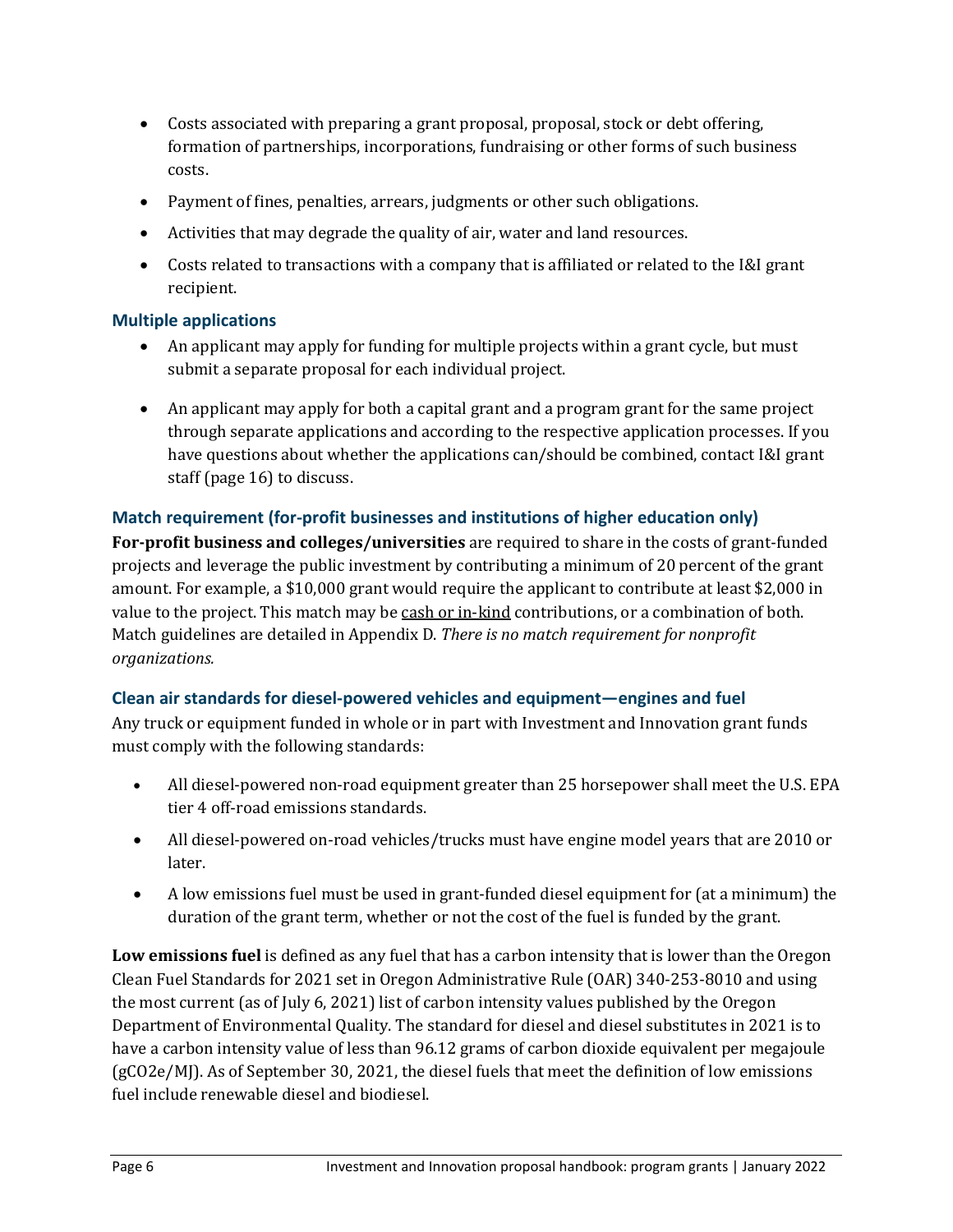- Costs associated with preparing a grant proposal, proposal, stock or debt offering, formation of partnerships, incorporations, fundraising or other forms of such business costs.
- Payment of fines, penalties, arrears, judgments or other such obligations.
- Activities that may degrade the quality of air, water and land resources.
- Costs related to transactions with a company that is affiliated or related to the I&I grant recipient.

### Multiple applications

- An applicant may apply for funding for multiple projects within a grant cycle, but must submit a separate proposal for each individual project.
- An applicant may apply for both a capital grant and a program grant for the same project through separate applications and according to the respective application processes. If you have questions about whether the applications can/should be combined, contact I&I grant staff (page 16) to discuss.

### Match requirement (for-profit businesses and institutions of higher education only)

**For-profit business and colleges/universities** are required to share in the costs of grant-funded projects and leverage the public investment by contributing a minimum of 20 percent of the grant amount. For example, a $10,000 grant would require the applicant to contribute at least $2,000 in value to the project. This match may be cash or in-kind contributions, or a combination of both. Match guidelines are detailed in Appendix D. *There is no match requirement for nonprofit organizations.*

### Clean air standards for diesel-powered vehicles and equipment—engines and fuel

Any truck or equipment funded in whole or in part with Investment and Innovation grant funds must comply with the following standards:

- All diesel-powered non-road equipment greater than 25 horsepower shall meet the U.S. EPA tier 4 off-road emissions standards.
- All diesel-powered on-road vehicles/trucks must have engine model years that are 2010 or later.
- A low emissions fuel must be used in grant-funded diesel equipment for (at a minimum) the duration of the grant term, whether or not the cost of the fuel is funded by the grant.

**Low emissions fuel** is defined as any fuel that has a carbon intensity that is lower than the Oregon Clean Fuel Standards for 2021 set in Oregon Administrative Rule (OAR) 340-253-8010 and using the most current (as of July 6, 2021) list of carbon intensity values published by the Oregon Department of Environmental Quality. The standard for diesel and diesel substitutes in 2021 is to have a carbon intensity value of less than 96.12 grams of carbon dioxide equivalent per megajoule ($gCO_2e/MJ$). As of September 30, 2021, the diesel fuels that meet the definition of low emissions fuel include renewable diesel and biodiesel.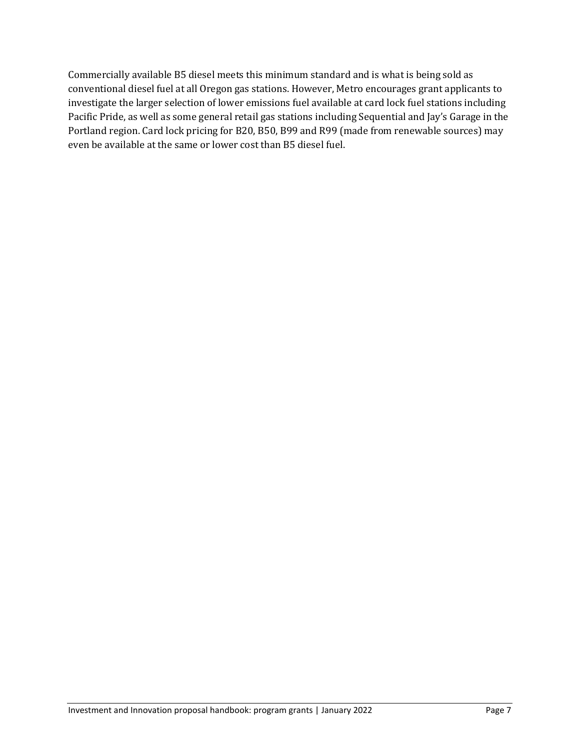Commercially available B5 diesel meets this minimum standard and is what is being sold as conventional diesel fuel at all Oregon gas stations. However, Metro encourages grant applicants to investigate the larger selection of lower emissions fuel available at card lock fuel stations including Pacific Pride, as well as some general retail gas stations including Sequential and Jay's Garage in the Portland region. Card lock pricing for B20, B50, B99 and R99 (made from renewable sources) may even be available at the same or lower cost than B5 diesel fuel.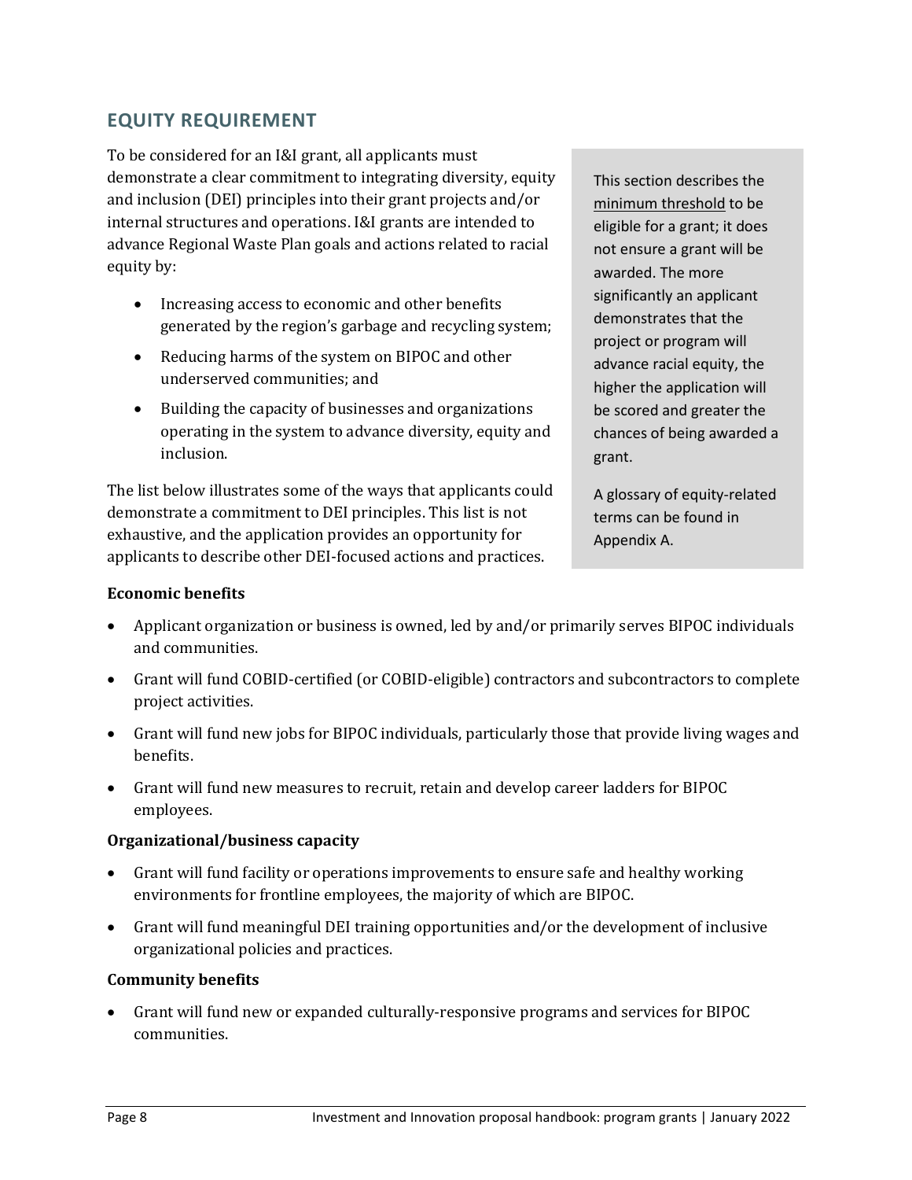## EQUITY REQUIREMENT

To be considered for an I&I grant, all applicants must demonstrate a clear commitment to integrating diversity, equity and inclusion (DEI) principles into their grant projects and/or internal structures and operations. I&I grants are intended to advance Regional Waste Plan goals and actions related to racial equity by:

- Increasing access to economic and other benefits generated by the region's garbage and recycling system;
- Reducing harms of the system on BIPOC and other underserved communities; and
- Building the capacity of businesses and organizations operating in the system to advance diversity, equity and inclusion.

The list below illustrates some of the ways that applicants could demonstrate a commitment to DEI principles. This list is not exhaustive, and the application provides an opportunity for applicants to describe other DEI-focused actions and practices.

> This section describes the minimum threshold to be eligible for a grant; it does not ensure a grant will be awarded. The more significantly an applicant demonstrates that the project or program will advance racial equity, the higher the application will be scored and greater the chances of being awarded a grant.
>
> A glossary of equity-related terms can be found in Appendix A.

**Economic benefits**

- Applicant organization or business is owned, led by and/or primarily serves BIPOC individuals and communities.
- Grant will fund COBID-certified (or COBID-eligible) contractors and subcontractors to complete project activities.
- Grant will fund new jobs for BIPOC individuals, particularly those that provide living wages and benefits.
- Grant will fund new measures to recruit, retain and develop career ladders for BIPOC employees.

**Organizational/business capacity**

- Grant will fund facility or operations improvements to ensure safe and healthy working environments for frontline employees, the majority of which are BIPOC.
- Grant will fund meaningful DEI training opportunities and/or the development of inclusive organizational policies and practices.

**Community benefits**

- Grant will fund new or expanded culturally-responsive programs and services for BIPOC communities.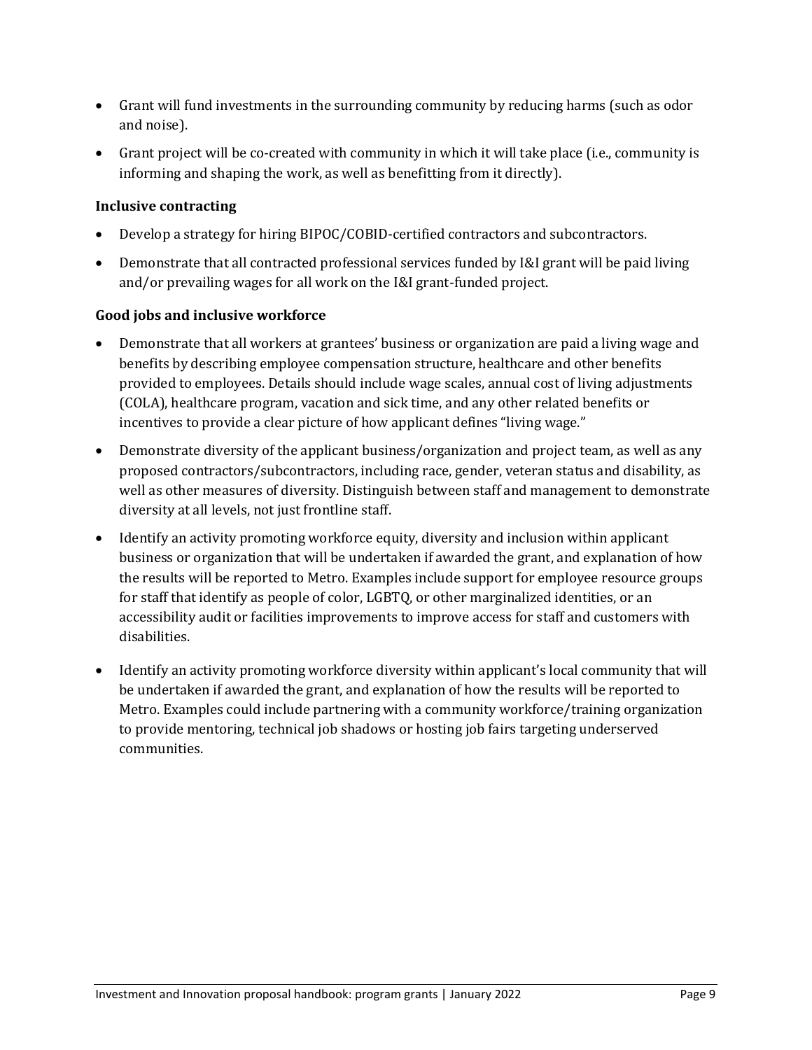- Grant will fund investments in the surrounding community by reducing harms (such as odor and noise).
- Grant project will be co-created with community in which it will take place (i.e., community is informing and shaping the work, as well as benefitting from it directly).

**Inclusive contracting**

- Develop a strategy for hiring BIPOC/COBID-certified contractors and subcontractors.
- Demonstrate that all contracted professional services funded by I&I grant will be paid living and/or prevailing wages for all work on the I&I grant-funded project.

**Good jobs and inclusive workforce**

- Demonstrate that all workers at grantees' business or organization are paid a living wage and benefits by describing employee compensation structure, healthcare and other benefits provided to employees. Details should include wage scales, annual cost of living adjustments (COLA), healthcare program, vacation and sick time, and any other related benefits or incentives to provide a clear picture of how applicant defines "living wage."
- Demonstrate diversity of the applicant business/organization and project team, as well as any proposed contractors/subcontractors, including race, gender, veteran status and disability, as well as other measures of diversity. Distinguish between staff and management to demonstrate diversity at all levels, not just frontline staff.
- Identify an activity promoting workforce equity, diversity and inclusion within applicant business or organization that will be undertaken if awarded the grant, and explanation of how the results will be reported to Metro. Examples include support for employee resource groups for staff that identify as people of color, LGBTQ, or other marginalized identities, or an accessibility audit or facilities improvements to improve access for staff and customers with disabilities.
- Identify an activity promoting workforce diversity within applicant's local community that will be undertaken if awarded the grant, and explanation of how the results will be reported to Metro. Examples could include partnering with a community workforce/training organization to provide mentoring, technical job shadows or hosting job fairs targeting underserved communities.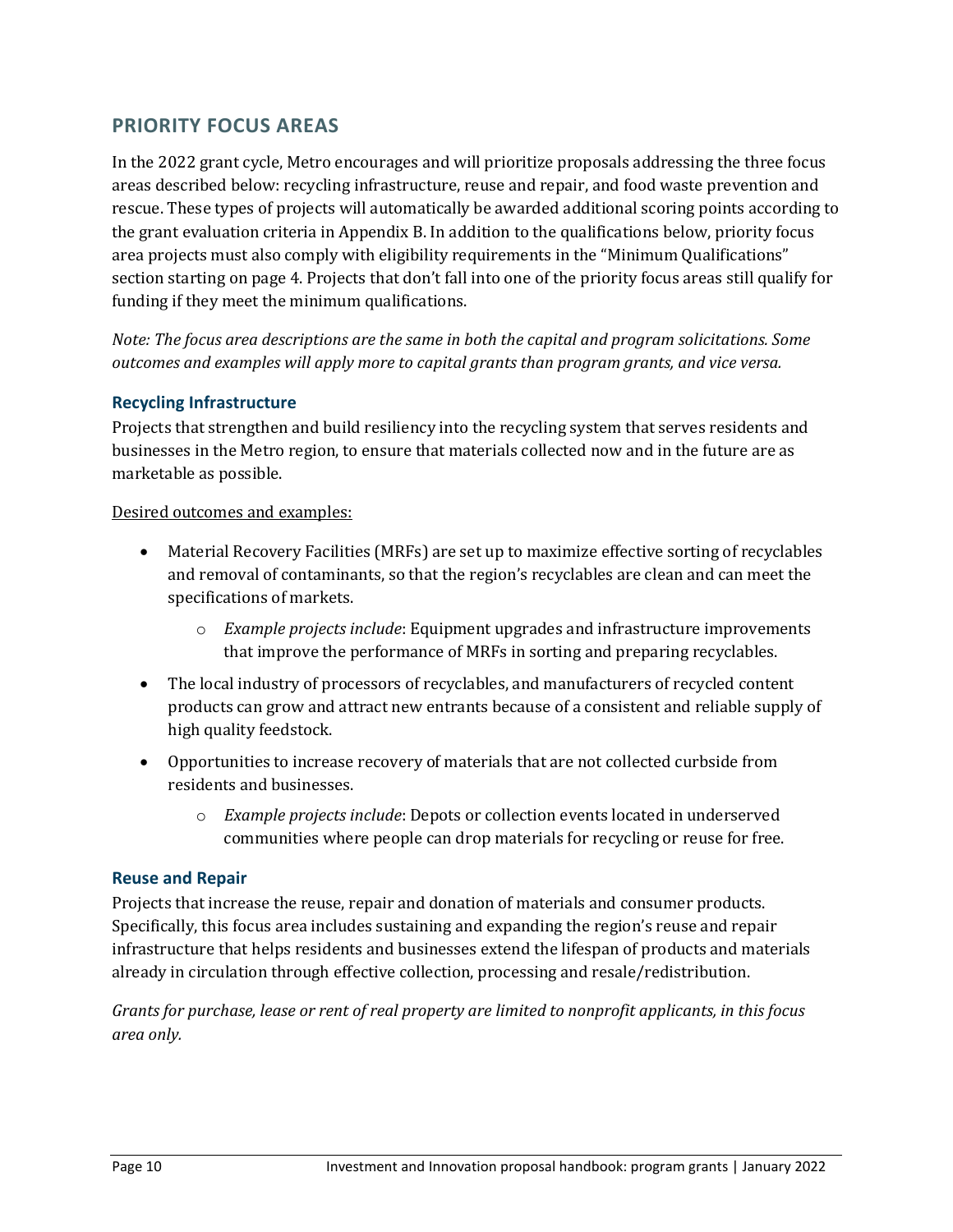## PRIORITY FOCUS AREAS

In the 2022 grant cycle, Metro encourages and will prioritize proposals addressing the three focus areas described below: recycling infrastructure, reuse and repair, and food waste prevention and rescue. These types of projects will automatically be awarded additional scoring points according to the grant evaluation criteria in Appendix B. In addition to the qualifications below, priority focus area projects must also comply with eligibility requirements in the "Minimum Qualifications" section starting on page 4. Projects that don't fall into one of the priority focus areas still qualify for funding if they meet the minimum qualifications.

*Note: The focus area descriptions are the same in both the capital and program solicitations. Some outcomes and examples will apply more to capital grants than program grants, and vice versa.*

### Recycling Infrastructure

Projects that strengthen and build resiliency into the recycling system that serves residents and businesses in the Metro region, to ensure that materials collected now and in the future are as marketable as possible.

<u>Desired outcomes and examples:</u>

- Material Recovery Facilities (MRFs) are set up to maximize effective sorting of recyclables and removal of contaminants, so that the region's recyclables are clean and can meet the specifications of markets.
    - *Example projects include*: Equipment upgrades and infrastructure improvements that improve the performance of MRFs in sorting and preparing recyclables.
- The local industry of processors of recyclables, and manufacturers of recycled content products can grow and attract new entrants because of a consistent and reliable supply of high quality feedstock.
- Opportunities to increase recovery of materials that are not collected curbside from residents and businesses.
    - *Example projects include*: Depots or collection events located in underserved communities where people can drop materials for recycling or reuse for free.

### Reuse and Repair

Projects that increase the reuse, repair and donation of materials and consumer products. Specifically, this focus area includes sustaining and expanding the region's reuse and repair infrastructure that helps residents and businesses extend the lifespan of products and materials already in circulation through effective collection, processing and resale/redistribution.

*Grants for purchase, lease or rent of real property are limited to nonprofit applicants, in this focus area only.*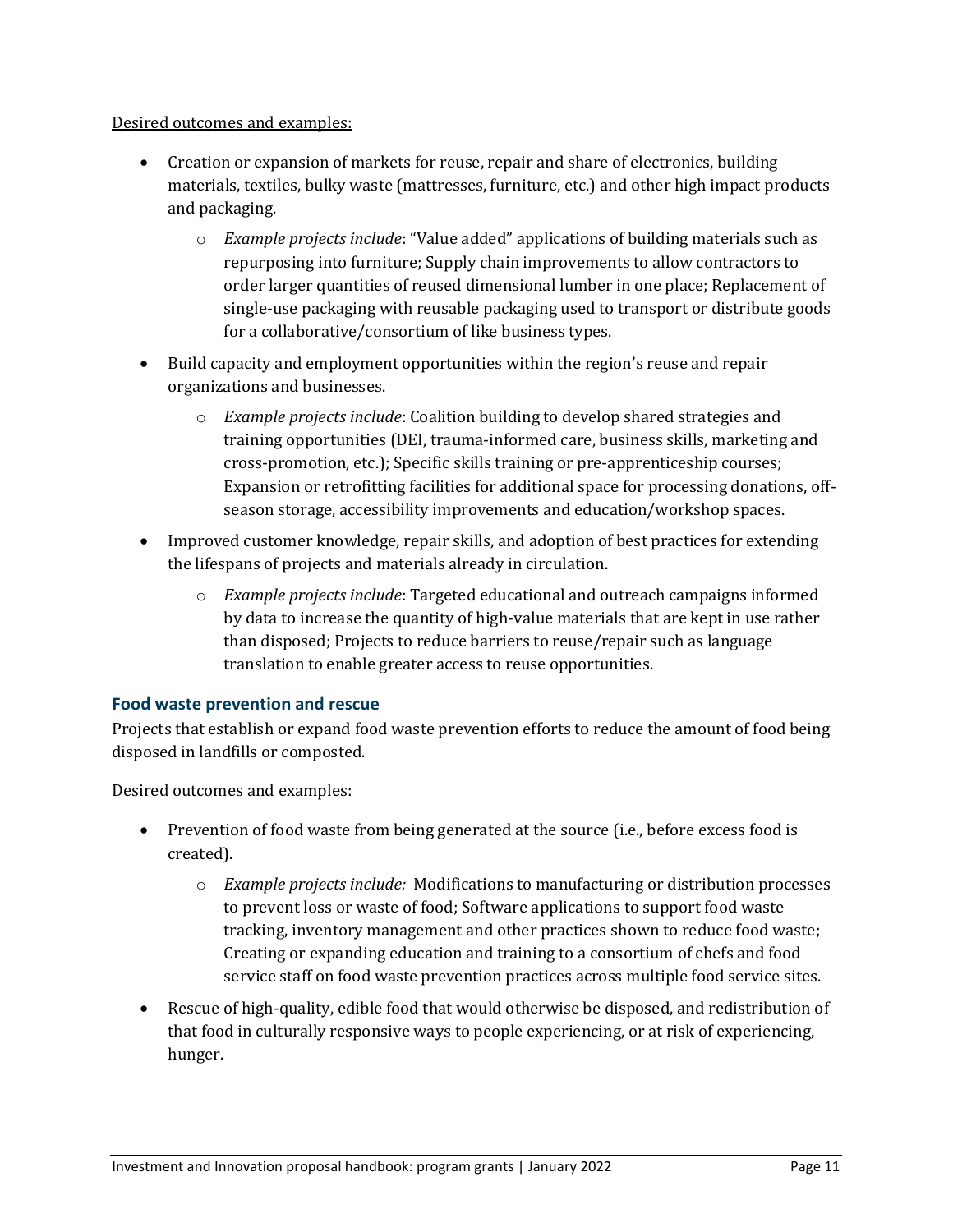Desired outcomes and examples:

- Creation or expansion of markets for reuse, repair and share of electronics, building materials, textiles, bulky waste (mattresses, furniture, etc.) and other high impact products and packaging.
    - *Example projects include*: "Value added" applications of building materials such as repurposing into furniture; Supply chain improvements to allow contractors to order larger quantities of reused dimensional lumber in one place; Replacement of single-use packaging with reusable packaging used to transport or distribute goods for a collaborative/consortium of like business types.
- Build capacity and employment opportunities within the region's reuse and repair organizations and businesses.
    - *Example projects include*: Coalition building to develop shared strategies and training opportunities (DEI, trauma-informed care, business skills, marketing and cross-promotion, etc.); Specific skills training or pre-apprenticeship courses; Expansion or retrofitting facilities for additional space for processing donations, off-season storage, accessibility improvements and education/workshop spaces.
- Improved customer knowledge, repair skills, and adoption of best practices for extending the lifespans of projects and materials already in circulation.
    - *Example projects include*: Targeted educational and outreach campaigns informed by data to increase the quantity of high-value materials that are kept in use rather than disposed; Projects to reduce barriers to reuse/repair such as language translation to enable greater access to reuse opportunities.

### Food waste prevention and rescue

Projects that establish or expand food waste prevention efforts to reduce the amount of food being disposed in landfills or composted.

Desired outcomes and examples:

- Prevention of food waste from being generated at the source (i.e., before excess food is created).
    - *Example projects include:* Modifications to manufacturing or distribution processes to prevent loss or waste of food; Software applications to support food waste tracking, inventory management and other practices shown to reduce food waste; Creating or expanding education and training to a consortium of chefs and food service staff on food waste prevention practices across multiple food service sites.
- Rescue of high-quality, edible food that would otherwise be disposed, and redistribution of that food in culturally responsive ways to people experiencing, or at risk of experiencing, hunger.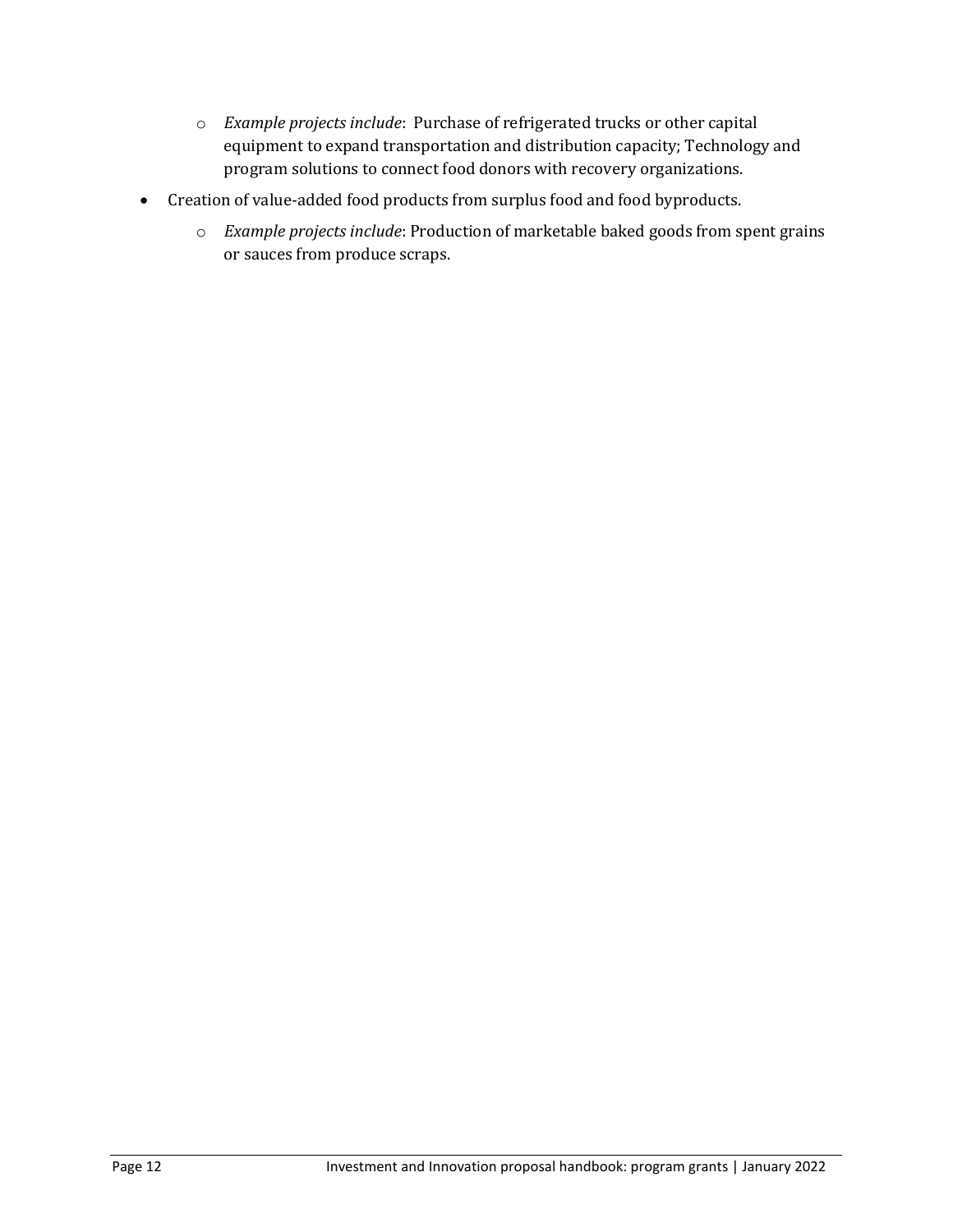- *Example projects include*: Purchase of refrigerated trucks or other capital equipment to expand transportation and distribution capacity; Technology and program solutions to connect food donors with recovery organizations.
- Creation of value-added food products from surplus food and food byproducts.
  - *Example projects include*: Production of marketable baked goods from spent grains or sauces from produce scraps.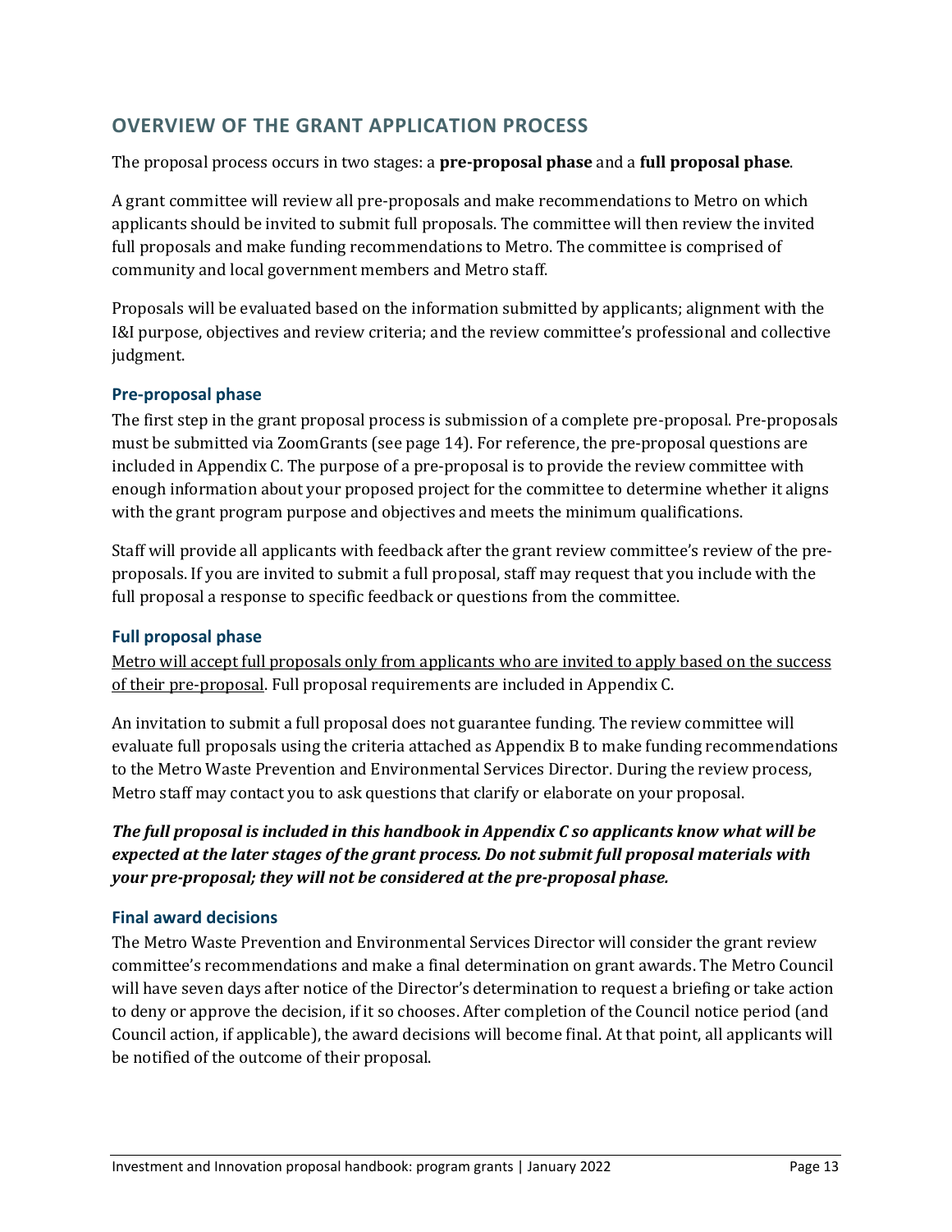## OVERVIEW OF THE GRANT APPLICATION PROCESS

The proposal process occurs in two stages: a **pre-proposal phase** and a **full proposal phase**.

A grant committee will review all pre-proposals and make recommendations to Metro on which applicants should be invited to submit full proposals. The committee will then review the invited full proposals and make funding recommendations to Metro. The committee is comprised of community and local government members and Metro staff.

Proposals will be evaluated based on the information submitted by applicants; alignment with the I&I purpose, objectives and review criteria; and the review committee's professional and collective judgment.

### Pre-proposal phase

The first step in the grant proposal process is submission of a complete pre-proposal. Pre-proposals must be submitted via ZoomGrants (see page 14). For reference, the pre-proposal questions are included in Appendix C. The purpose of a pre-proposal is to provide the review committee with enough information about your proposed project for the committee to determine whether it aligns with the grant program purpose and objectives and meets the minimum qualifications.

Staff will provide all applicants with feedback after the grant review committee's review of the pre-proposals. If you are invited to submit a full proposal, staff may request that you include with the full proposal a response to specific feedback or questions from the committee.

### Full proposal phase

Metro will accept full proposals only from applicants who are invited to apply based on the success of their pre-proposal. Full proposal requirements are included in Appendix C.

An invitation to submit a full proposal does not guarantee funding. The review committee will evaluate full proposals using the criteria attached as Appendix B to make funding recommendations to the Metro Waste Prevention and Environmental Services Director. During the review process, Metro staff may contact you to ask questions that clarify or elaborate on your proposal.

***The full proposal is included in this handbook in Appendix C so applicants know what will be expected at the later stages of the grant process. Do not submit full proposal materials with your pre-proposal; they will not be considered at the pre-proposal phase.***

### Final award decisions

The Metro Waste Prevention and Environmental Services Director will consider the grant review committee's recommendations and make a final determination on grant awards. The Metro Council will have seven days after notice of the Director's determination to request a briefing or take action to deny or approve the decision, if it so chooses. After completion of the Council notice period (and Council action, if applicable), the award decisions will become final. At that point, all applicants will be notified of the outcome of their proposal.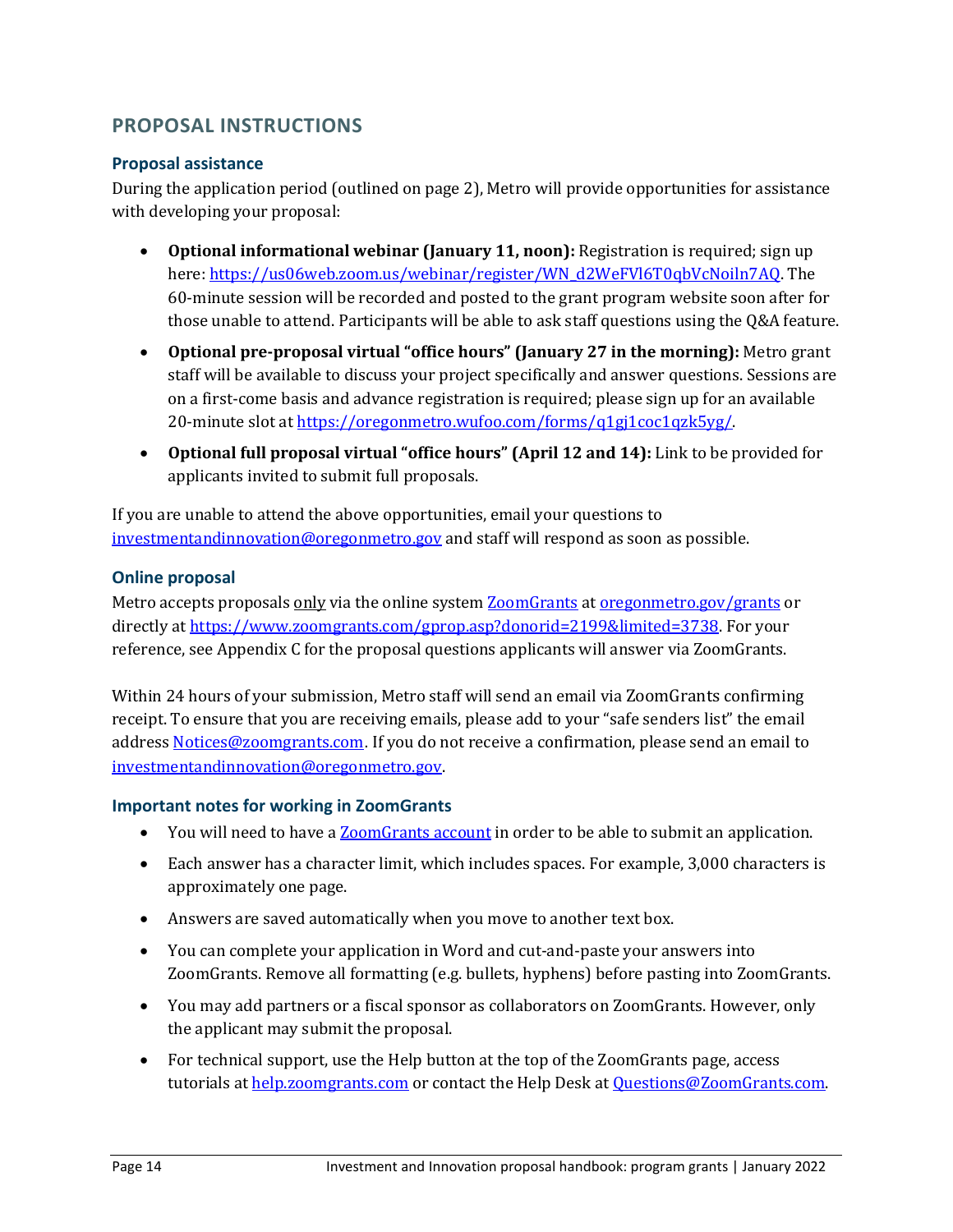## PROPOSAL INSTRUCTIONS

### Proposal assistance

During the application period (outlined on page 2), Metro will provide opportunities for assistance with developing your proposal:

- **Optional informational webinar (January 11, noon):** Registration is required; sign up here: https://us06web.zoom.us/webinar/register/WN_d2WeFVl6T0qbVcNoiln7AQ. The 60-minute session will be recorded and posted to the grant program website soon after for those unable to attend. Participants will be able to ask staff questions using the Q&A feature.
- **Optional pre-proposal virtual "office hours" (January 27 in the morning):** Metro grant staff will be available to discuss your project specifically and answer questions. Sessions are on a first-come basis and advance registration is required; please sign up for an available 20-minute slot at https://oregonmetro.wufoo.com/forms/q1gj1coc1qzk5yg/.
- **Optional full proposal virtual "office hours" (April 12 and 14):** Link to be provided for applicants invited to submit full proposals.

If you are unable to attend the above opportunities, email your questions to investmentandinnovation@oregonmetro.gov and staff will respond as soon as possible.

### Online proposal

Metro accepts proposals only via the online system ZoomGrants at oregonmetro.gov/grants or directly at https://www.zoomgrants.com/gprop.asp?donorid=2199&limited=3738. For your reference, see Appendix C for the proposal questions applicants will answer via ZoomGrants.

Within 24 hours of your submission, Metro staff will send an email via ZoomGrants confirming receipt. To ensure that you are receiving emails, please add to your "safe senders list" the email address Notices@zoomgrants.com. If you do not receive a confirmation, please send an email to investmentandinnovation@oregonmetro.gov.

### Important notes for working in ZoomGrants

- You will need to have a ZoomGrants account in order to be able to submit an application.
- Each answer has a character limit, which includes spaces. For example, 3,000 characters is approximately one page.
- Answers are saved automatically when you move to another text box.
- You can complete your application in Word and cut-and-paste your answers into ZoomGrants. Remove all formatting (e.g. bullets, hyphens) before pasting into ZoomGrants.
- You may add partners or a fiscal sponsor as collaborators on ZoomGrants. However, only the applicant may submit the proposal.
- For technical support, use the Help button at the top of the ZoomGrants page, access tutorials at help.zoomgrants.com or contact the Help Desk at Questions@ZoomGrants.com.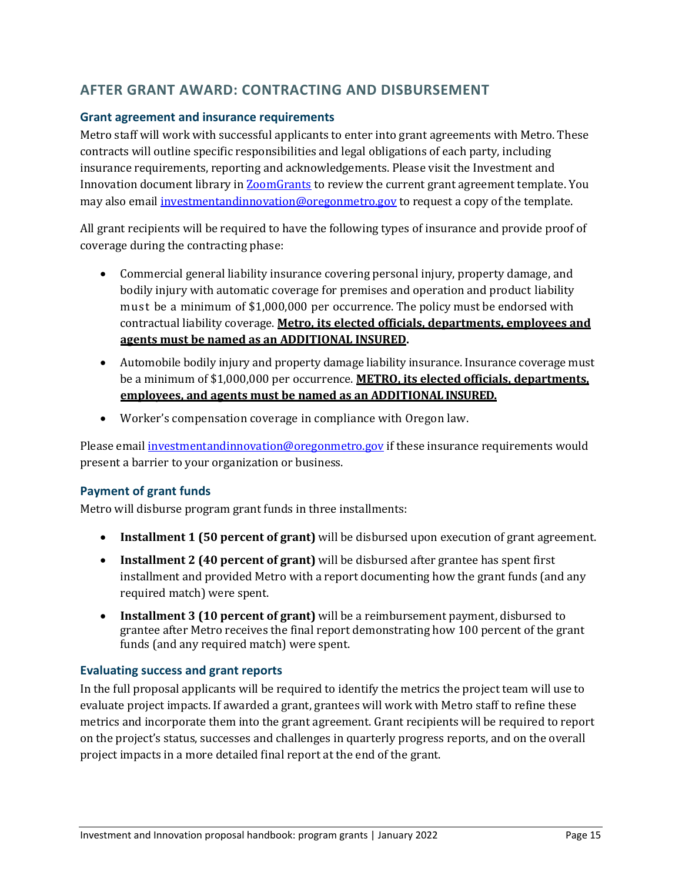## AFTER GRANT AWARD: CONTRACTING AND DISBURSEMENT

### Grant agreement and insurance requirements

Metro staff will work with successful applicants to enter into grant agreements with Metro. These contracts will outline specific responsibilities and legal obligations of each party, including insurance requirements, reporting and acknowledgements. Please visit the Investment and Innovation document library in ZoomGrants to review the current grant agreement template. You may also email investmentandinnovation@oregonmetro.gov to request a copy of the template.

All grant recipients will be required to have the following types of insurance and provide proof of coverage during the contracting phase:

- Commercial general liability insurance covering personal injury, property damage, and bodily injury with automatic coverage for premises and operation and product liability must be a minimum of $1,000,000 per occurrence. The policy must be endorsed with contractual liability coverage. **Metro, its elected officials, departments, employees and agents must be named as an ADDITIONAL INSURED.**
- Automobile bodily injury and property damage liability insurance. Insurance coverage must be a minimum of $1,000,000 per occurrence. **METRO, its elected officials, departments, employees, and agents must be named as an ADDITIONAL INSURED.**
- Worker's compensation coverage in compliance with Oregon law.

Please email investmentandinnovation@oregonmetro.gov if these insurance requirements would present a barrier to your organization or business.

### Payment of grant funds

Metro will disburse program grant funds in three installments:

- **Installment 1 (50 percent of grant)** will be disbursed upon execution of grant agreement.
- **Installment 2 (40 percent of grant)** will be disbursed after grantee has spent first installment and provided Metro with a report documenting how the grant funds (and any required match) were spent.
- **Installment 3 (10 percent of grant)** will be a reimbursement payment, disbursed to grantee after Metro receives the final report demonstrating how 100 percent of the grant funds (and any required match) were spent.

### Evaluating success and grant reports

In the full proposal applicants will be required to identify the metrics the project team will use to evaluate project impacts. If awarded a grant, grantees will work with Metro staff to refine these metrics and incorporate them into the grant agreement. Grant recipients will be required to report on the project's status, successes and challenges in quarterly progress reports, and on the overall project impacts in a more detailed final report at the end of the grant.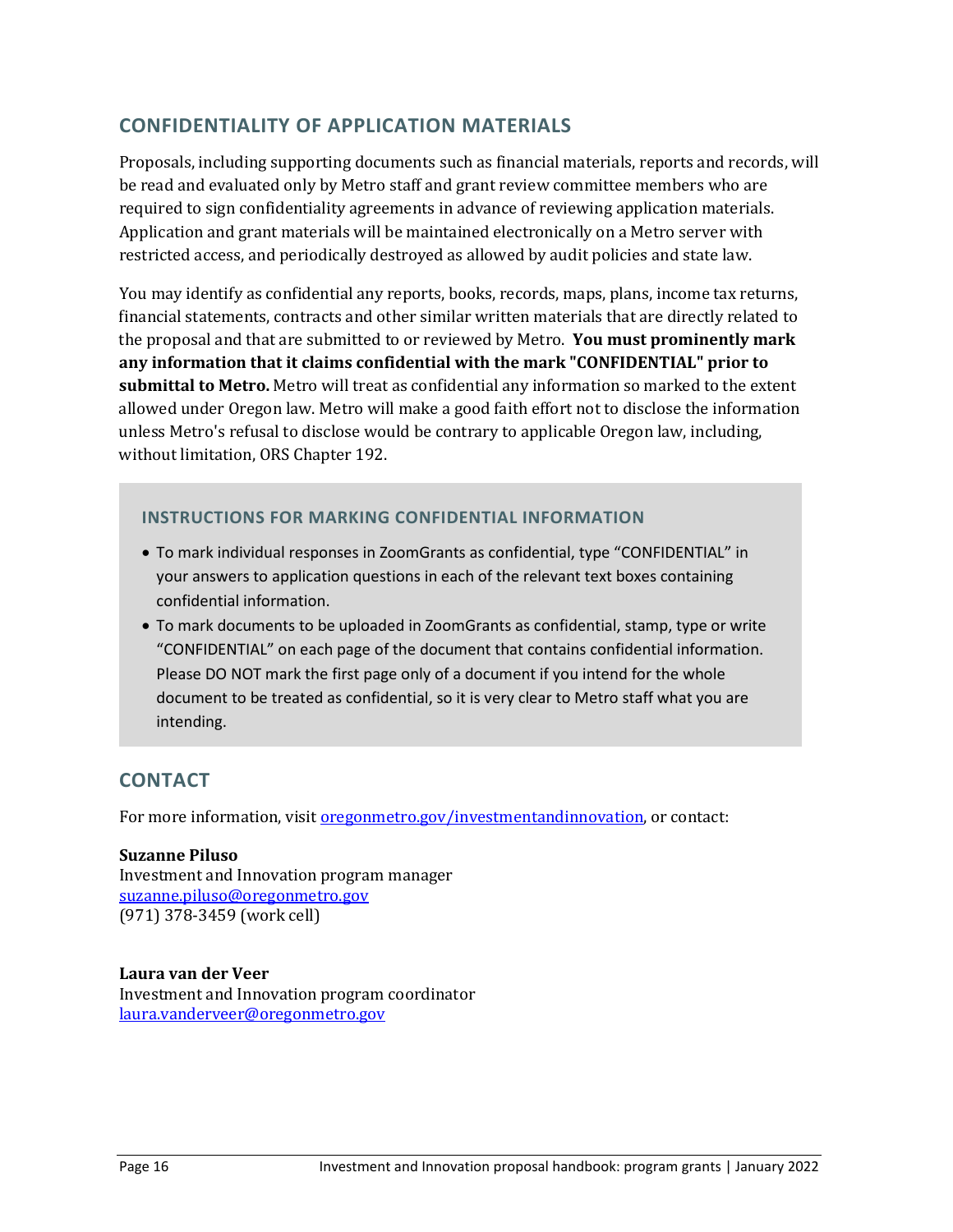## CONFIDENTIALITY OF APPLICATION MATERIALS

Proposals, including supporting documents such as financial materials, reports and records, will be read and evaluated only by Metro staff and grant review committee members who are required to sign confidentiality agreements in advance of reviewing application materials. Application and grant materials will be maintained electronically on a Metro server with restricted access, and periodically destroyed as allowed by audit policies and state law.

You may identify as confidential any reports, books, records, maps, plans, income tax returns, financial statements, contracts and other similar written materials that are directly related to the proposal and that are submitted to or reviewed by Metro. **You must prominently mark any information that it claims confidential with the mark "CONFIDENTIAL" prior to submittal to Metro.** Metro will treat as confidential any information so marked to the extent allowed under Oregon law. Metro will make a good faith effort not to disclose the information unless Metro's refusal to disclose would be contrary to applicable Oregon law, including, without limitation, ORS Chapter 192.

### INSTRUCTIONS FOR MARKING CONFIDENTIAL INFORMATION

- To mark individual responses in ZoomGrants as confidential, type "CONFIDENTIAL" in your answers to application questions in each of the relevant text boxes containing confidential information.
- To mark documents to be uploaded in ZoomGrants as confidential, stamp, type or write "CONFIDENTIAL" on each page of the document that contains confidential information. Please DO NOT mark the first page only of a document if you intend for the whole document to be treated as confidential, so it is very clear to Metro staff what you are intending.

## CONTACT

For more information, visit oregonmetro.gov/investmentandinnovation, or contact:

**Suzanne Piluso**
Investment and Innovation program manager
suzanne.piluso@oregonmetro.gov
(971) 378-3459 (work cell)

**Laura van der Veer**
Investment and Innovation program coordinator
laura.vanderveer@oregonmetro.gov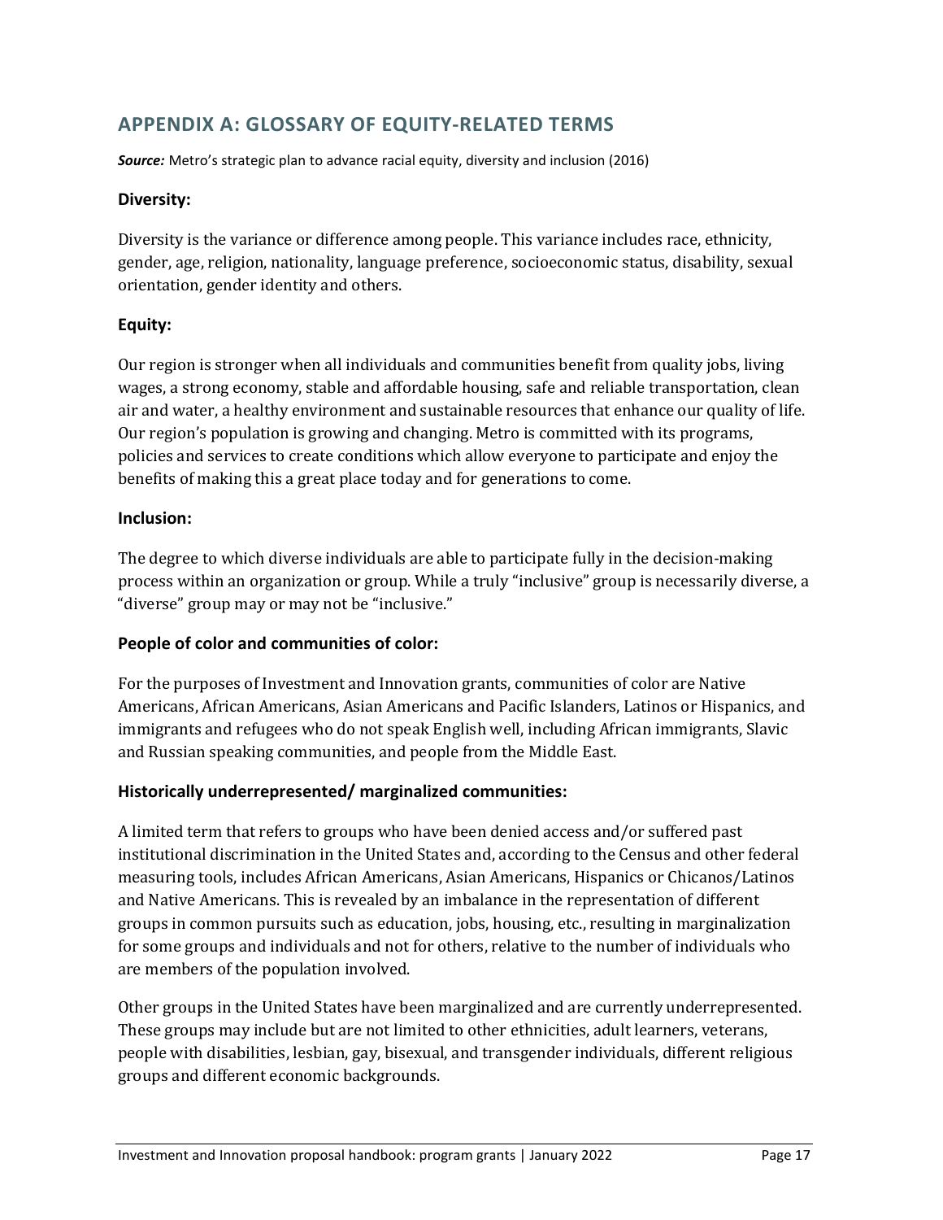## APPENDIX A: GLOSSARY OF EQUITY-RELATED TERMS

***Source:*** Metro's strategic plan to advance racial equity, diversity and inclusion (2016)

### Diversity:

Diversity is the variance or difference among people. This variance includes race, ethnicity, gender, age, religion, nationality, language preference, socioeconomic status, disability, sexual orientation, gender identity and others.

### Equity:

Our region is stronger when all individuals and communities benefit from quality jobs, living wages, a strong economy, stable and affordable housing, safe and reliable transportation, clean air and water, a healthy environment and sustainable resources that enhance our quality of life. Our region's population is growing and changing. Metro is committed with its programs, policies and services to create conditions which allow everyone to participate and enjoy the benefits of making this a great place today and for generations to come.

### Inclusion:

The degree to which diverse individuals are able to participate fully in the decision-making process within an organization or group. While a truly "inclusive" group is necessarily diverse, a "diverse" group may or may not be "inclusive."

### People of color and communities of color:

For the purposes of Investment and Innovation grants, communities of color are Native Americans, African Americans, Asian Americans and Pacific Islanders, Latinos or Hispanics, and immigrants and refugees who do not speak English well, including African immigrants, Slavic and Russian speaking communities, and people from the Middle East.

### Historically underrepresented/ marginalized communities:

A limited term that refers to groups who have been denied access and/or suffered past institutional discrimination in the United States and, according to the Census and other federal measuring tools, includes African Americans, Asian Americans, Hispanics or Chicanos/Latinos and Native Americans. This is revealed by an imbalance in the representation of different groups in common pursuits such as education, jobs, housing, etc., resulting in marginalization for some groups and individuals and not for others, relative to the number of individuals who are members of the population involved.

Other groups in the United States have been marginalized and are currently underrepresented. These groups may include but are not limited to other ethnicities, adult learners, veterans, people with disabilities, lesbian, gay, bisexual, and transgender individuals, different religious groups and different economic backgrounds.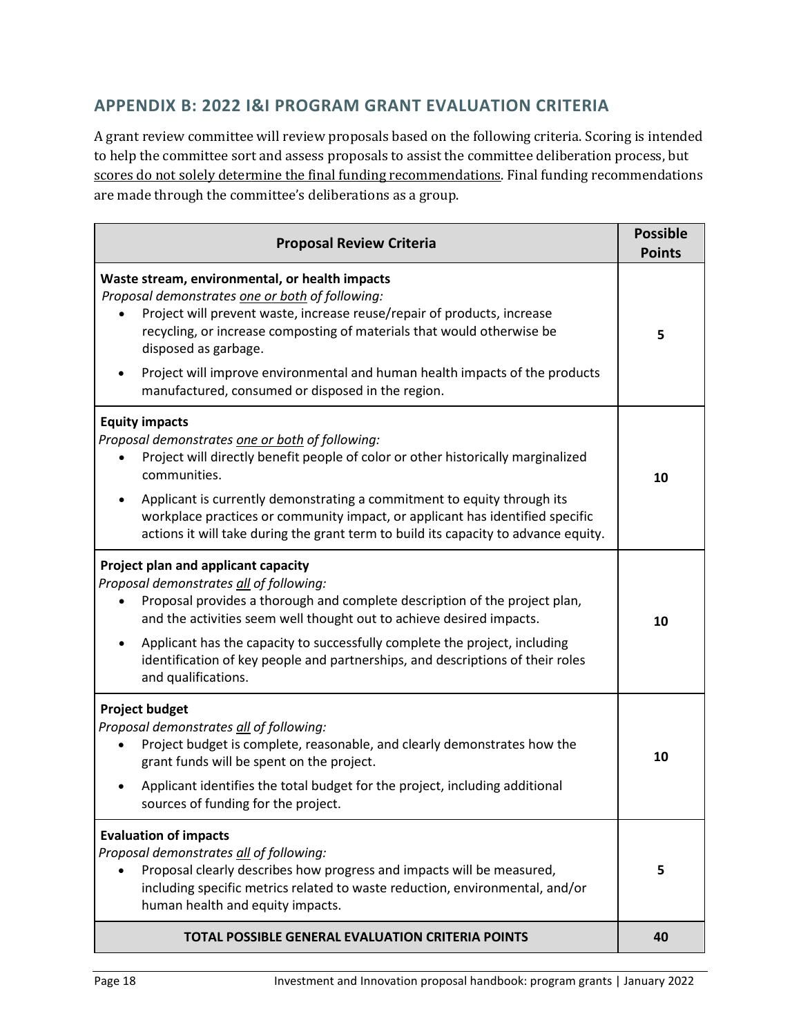## APPENDIX B: 2022 I&I PROGRAM GRANT EVALUATION CRITERIA

A grant review committee will review proposals based on the following criteria. Scoring is intended to help the committee sort and assess proposals to assist the committee deliberation process, but <u>scores do not solely determine the final funding recommendations</u>. Final funding recommendations are made through the committee's deliberations as a group.

| Proposal Review Criteria | Possible Points |
|---|---|
| **Waste stream, environmental, or health impacts**<br>*Proposal demonstrates <u>one or both</u> of following:*<br>• Project will prevent waste, increase reuse/repair of products, increase recycling, or increase composting of materials that would otherwise be disposed as garbage.<br>• Project will improve environmental and human health impacts of the products manufactured, consumed or disposed in the region. | **5** |
| **Equity impacts**<br>*Proposal demonstrates <u>one or both</u> of following:*<br>• Project will directly benefit people of color or other historically marginalized communities.<br>• Applicant is currently demonstrating a commitment to equity through its workplace practices or community impact, or applicant has identified specific actions it will take during the grant term to build its capacity to advance equity. | **10** |
| **Project plan and applicant capacity**<br>*Proposal demonstrates <u>all</u> of following:*<br>• Proposal provides a thorough and complete description of the project plan, and the activities seem well thought out to achieve desired impacts.<br>• Applicant has the capacity to successfully complete the project, including identification of key people and partnerships, and descriptions of their roles and qualifications. | **10** |
| **Project budget**<br>*Proposal demonstrates <u>all</u> of following:*<br>• Project budget is complete, reasonable, and clearly demonstrates how the grant funds will be spent on the project.<br>• Applicant identifies the total budget for the project, including additional sources of funding for the project. | **10** |
| **Evaluation of impacts**<br>*Proposal demonstrates <u>all</u> of following:*<br>• Proposal clearly describes how progress and impacts will be measured, including specific metrics related to waste reduction, environmental, and/or human health and equity impacts. | **5** |
| **TOTAL POSSIBLE GENERAL EVALUATION CRITERIA POINTS** | **40** |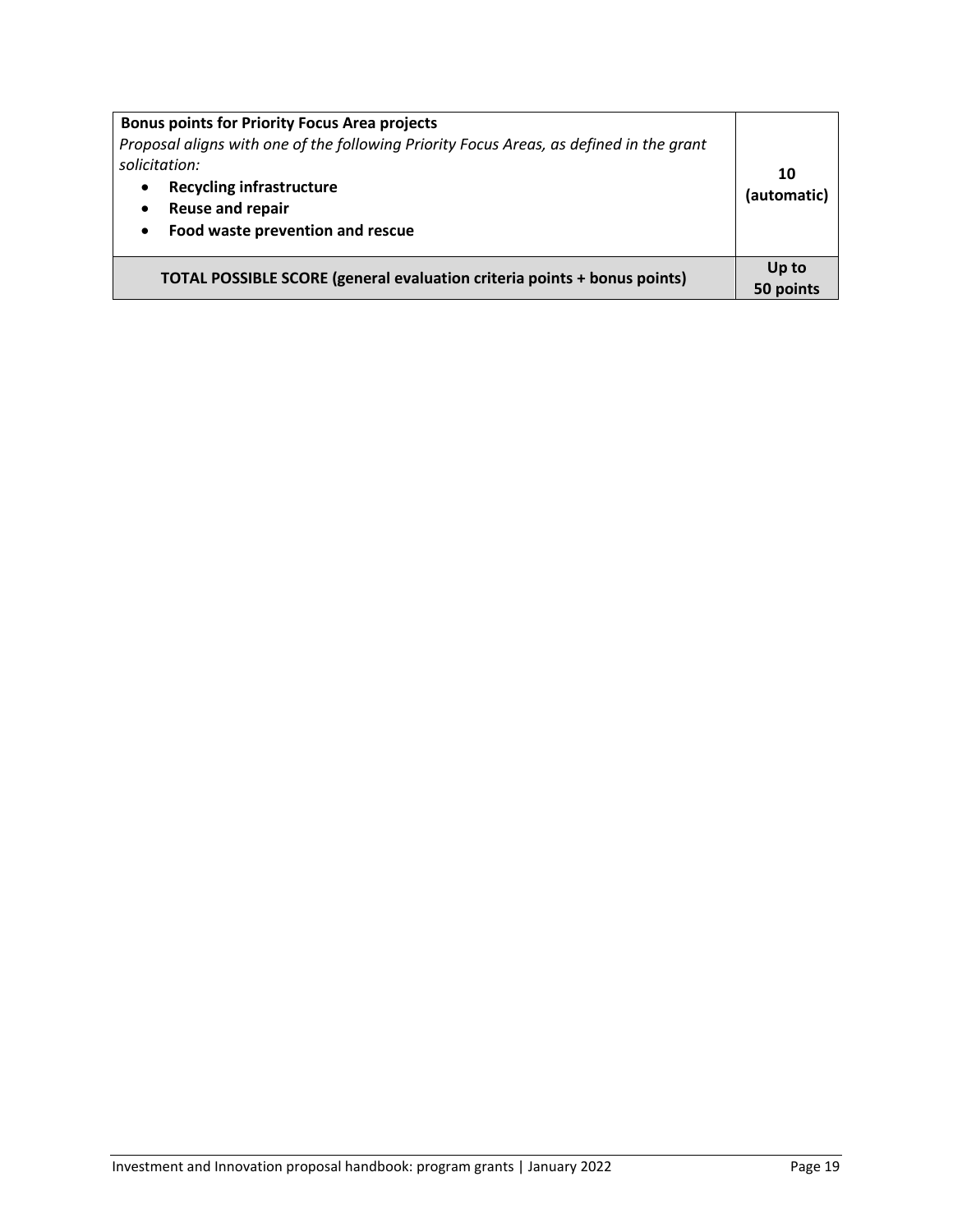| **Bonus points for Priority Focus Area projects**<br>*Proposal aligns with one of the following Priority Focus Areas, as defined in the grant solicitation:*<br>• **Recycling infrastructure**<br>• **Reuse and repair**<br>• **Food waste prevention and rescue** | **10 (automatic)** |
|---|---|
| **TOTAL POSSIBLE SCORE (general evaluation criteria points + bonus points)** | **Up to 50 points** |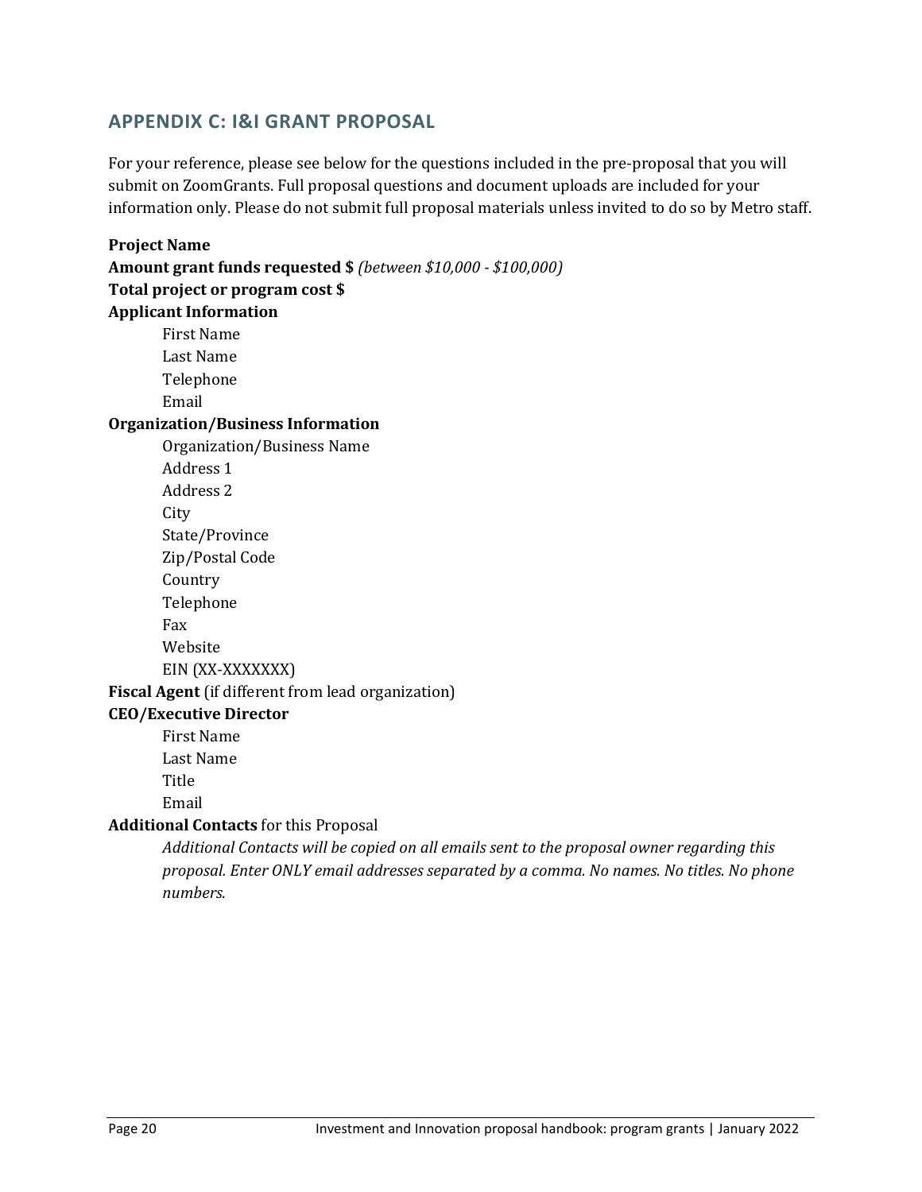## APPENDIX C: I&I GRANT PROPOSAL

For your reference, please see below for the questions included in the pre-proposal that you will submit on ZoomGrants. Full proposal questions and document uploads are included for your information only. Please do not submit full proposal materials unless invited to do so by Metro staff.

**Project Name**

**Amount grant funds requested $** *(between $10,000 - $100,000)*

**Total project or program cost $**

**Applicant Information**

- First Name
- Last Name
- Telephone
- Email

**Organization/Business Information**

- Organization/Business Name
- Address 1
- Address 2
- City
- State/Province
- Zip/Postal Code
- Country
- Telephone
- Fax
- Website
- EIN (XX-XXXXXXX)

**Fiscal Agent** (if different from lead organization)

**CEO/Executive Director**

- First Name
- Last Name
- Title
- Email

**Additional Contacts** for this Proposal

*Additional Contacts will be copied on all emails sent to the proposal owner regarding this proposal. Enter ONLY email addresses separated by a comma. No names. No titles. No phone numbers.*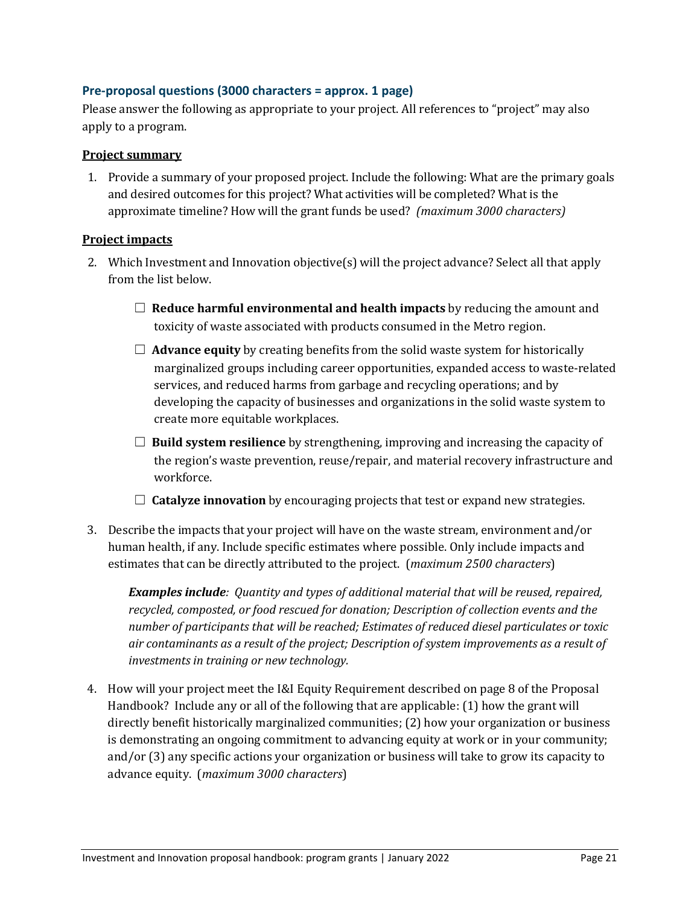### Pre-proposal questions (3000 characters = approx. 1 page)

Please answer the following as appropriate to your project. All references to "project" may also apply to a program.

**Project summary**

1. Provide a summary of your proposed project. Include the following: What are the primary goals and desired outcomes for this project? What activities will be completed? What is the approximate timeline? How will the grant funds be used? *(maximum 3000 characters)*

**Project impacts**

2. Which Investment and Innovation objective(s) will the project advance? Select all that apply from the list below.

   ☐ **Reduce harmful environmental and health impacts** by reducing the amount and toxicity of waste associated with products consumed in the Metro region.

   ☐ **Advance equity** by creating benefits from the solid waste system for historically marginalized groups including career opportunities, expanded access to waste-related services, and reduced harms from garbage and recycling operations; and by developing the capacity of businesses and organizations in the solid waste system to create more equitable workplaces.

   ☐ **Build system resilience** by strengthening, improving and increasing the capacity of the region's waste prevention, reuse/repair, and material recovery infrastructure and workforce.

   ☐ **Catalyze innovation** by encouraging projects that test or expand new strategies.

3. Describe the impacts that your project will have on the waste stream, environment and/or human health, if any. Include specific estimates where possible. Only include impacts and estimates that can be directly attributed to the project. (*maximum 2500 characters*)

   ***Examples include****: Quantity and types of additional material that will be reused, repaired, recycled, composted, or food rescued for donation; Description of collection events and the number of participants that will be reached; Estimates of reduced diesel particulates or toxic air contaminants as a result of the project; Description of system improvements as a result of investments in training or new technology.*

4. How will your project meet the I&I Equity Requirement described on page 8 of the Proposal Handbook? Include any or all of the following that are applicable: (1) how the grant will directly benefit historically marginalized communities; (2) how your organization or business is demonstrating an ongoing commitment to advancing equity at work or in your community; and/or (3) any specific actions your organization or business will take to grow its capacity to advance equity. (*maximum 3000 characters*)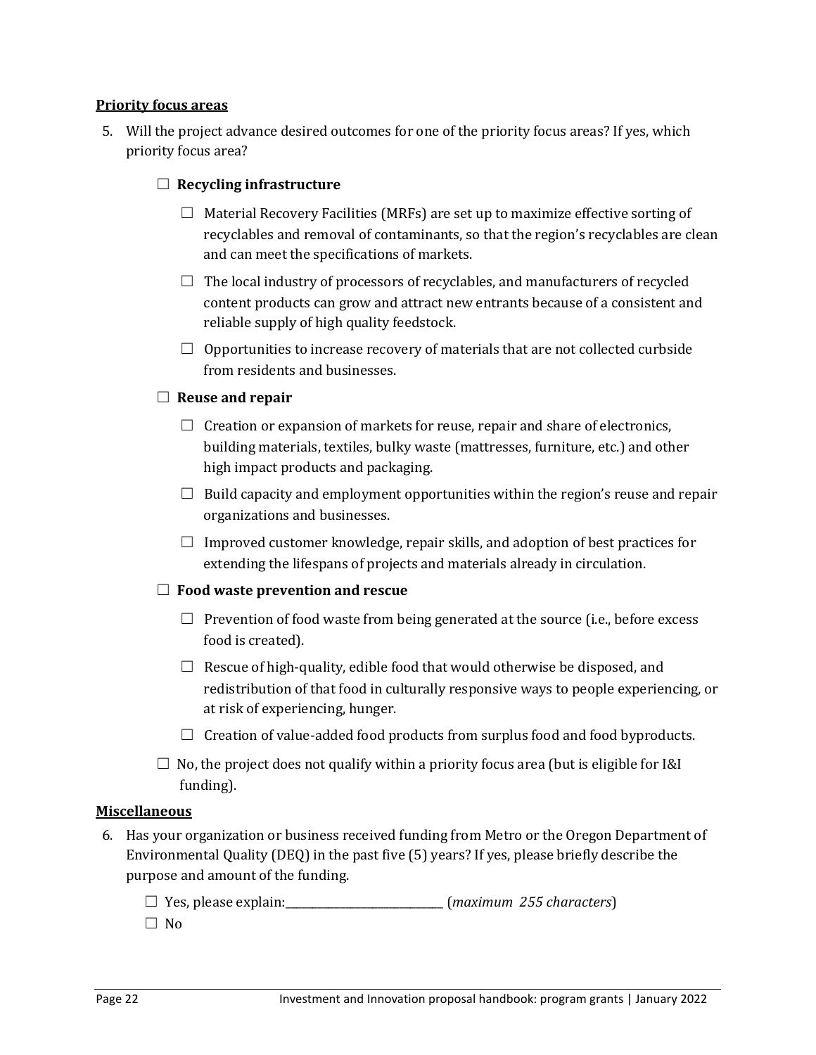**Priority focus areas**

5. Will the project advance desired outcomes for one of the priority focus areas? If yes, which priority focus area?

   ☐ **Recycling infrastructure**

   - ☐ Material Recovery Facilities (MRFs) are set up to maximize effective sorting of recyclables and removal of contaminants, so that the region's recyclables are clean and can meet the specifications of markets.
   - ☐ The local industry of processors of recyclables, and manufacturers of recycled content products can grow and attract new entrants because of a consistent and reliable supply of high quality feedstock.
   - ☐ Opportunities to increase recovery of materials that are not collected curbside from residents and businesses.

   ☐ **Reuse and repair**

   - ☐ Creation or expansion of markets for reuse, repair and share of electronics, building materials, textiles, bulky waste (mattresses, furniture, etc.) and other high impact products and packaging.
   - ☐ Build capacity and employment opportunities within the region's reuse and repair organizations and businesses.
   - ☐ Improved customer knowledge, repair skills, and adoption of best practices for extending the lifespans of projects and materials already in circulation.

   ☐ **Food waste prevention and rescue**

   - ☐ Prevention of food waste from being generated at the source (i.e., before excess food is created).
   - ☐ Rescue of high-quality, edible food that would otherwise be disposed, and redistribution of that food in culturally responsive ways to people experiencing, or at risk of experiencing, hunger.
   - ☐ Creation of value-added food products from surplus food and food byproducts.

   ☐ No, the project does not qualify within a priority focus area (but is eligible for I&I funding).

**Miscellaneous**

6. Has your organization or business received funding from Metro or the Oregon Department of Environmental Quality (DEQ) in the past five (5) years? If yes, please briefly describe the purpose and amount of the funding.

   ☐ Yes, please explain:____________________________ (*maximum 255 characters*)

   ☐ No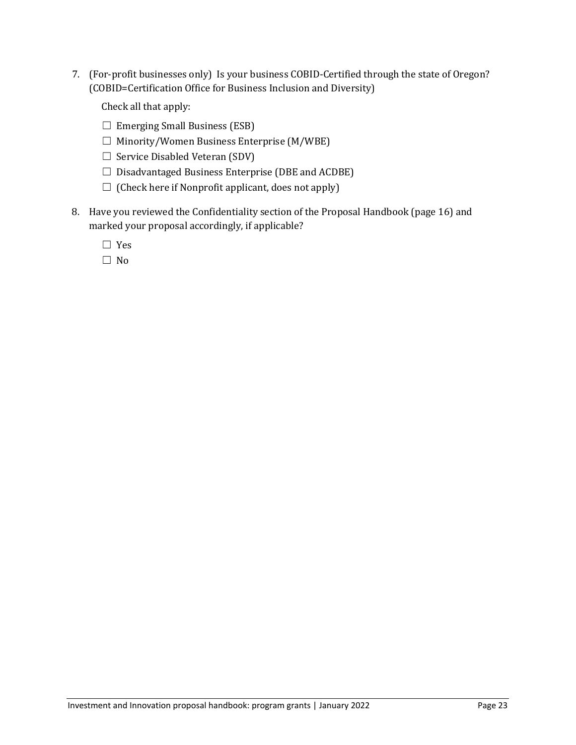7. (For-profit businesses only) Is your business COBID-Certified through the state of Oregon? (COBID=Certification Office for Business Inclusion and Diversity)

   Check all that apply:

   ☐ Emerging Small Business (ESB)
   ☐ Minority/Women Business Enterprise (M/WBE)
   ☐ Service Disabled Veteran (SDV)
   ☐ Disadvantaged Business Enterprise (DBE and ACDBE)
   ☐ (Check here if Nonprofit applicant, does not apply)

8. Have you reviewed the Confidentiality section of the Proposal Handbook (page 16) and marked your proposal accordingly, if applicable?

   ☐ Yes
   ☐ No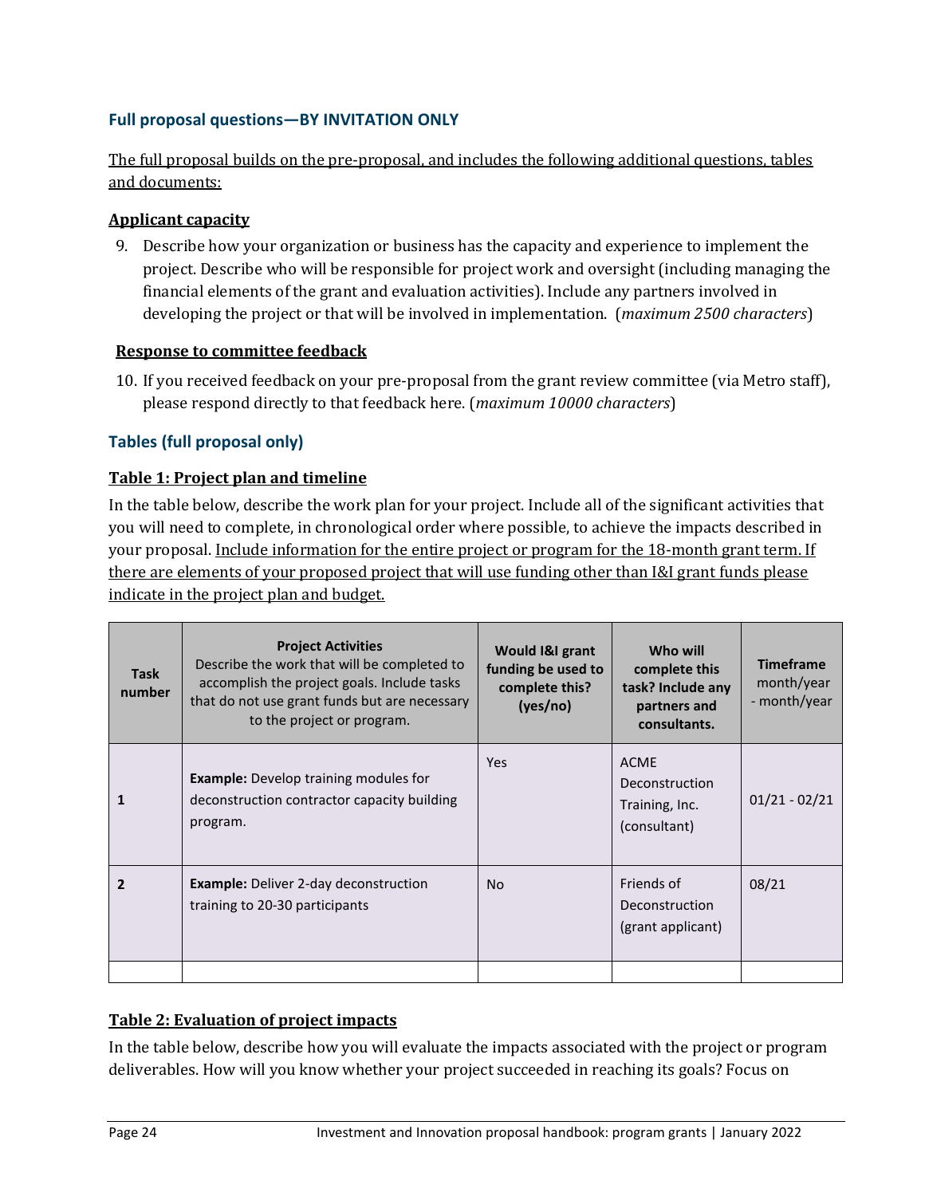### Full proposal questions—BY INVITATION ONLY

The full proposal builds on the pre-proposal, and includes the following additional questions, tables and documents:

**Applicant capacity**

9. Describe how your organization or business has the capacity and experience to implement the project. Describe who will be responsible for project work and oversight (including managing the financial elements of the grant and evaluation activities). Include any partners involved in developing the project or that will be involved in implementation. (*maximum 2500 characters*)

**Response to committee feedback**

10. If you received feedback on your pre-proposal from the grant review committee (via Metro staff), please respond directly to that feedback here. (*maximum 10000 characters*)

### Tables (full proposal only)

**Table 1: Project plan and timeline**

In the table below, describe the work plan for your project. Include all of the significant activities that you will need to complete, in chronological order where possible, to achieve the impacts described in your proposal. Include information for the entire project or program for the 18-month grant term. If there are elements of your proposed project that will use funding other than I&I grant funds please indicate in the project plan and budget.

| Task number | **Project Activities** Describe the work that will be completed to accomplish the project goals. Include tasks that do not use grant funds but are necessary to the project or program. | Would I&I grant funding be used to complete this? (yes/no) | Who will complete this task? Include any partners and consultants. | **Timeframe** month/year - month/year |
|---|---|---|---|---|
| **1** | **Example:** Develop training modules for deconstruction contractor capacity building program. | Yes | ACME Deconstruction Training, Inc. (consultant) | 01/21 - 02/21 |
| **2** | **Example:** Deliver 2-day deconstruction training to 20-30 participants | No | Friends of Deconstruction (grant applicant) | 08/21 |
| | | | | |

**Table 2: Evaluation of project impacts**

In the table below, describe how you will evaluate the impacts associated with the project or program deliverables. How will you know whether your project succeeded in reaching its goals? Focus on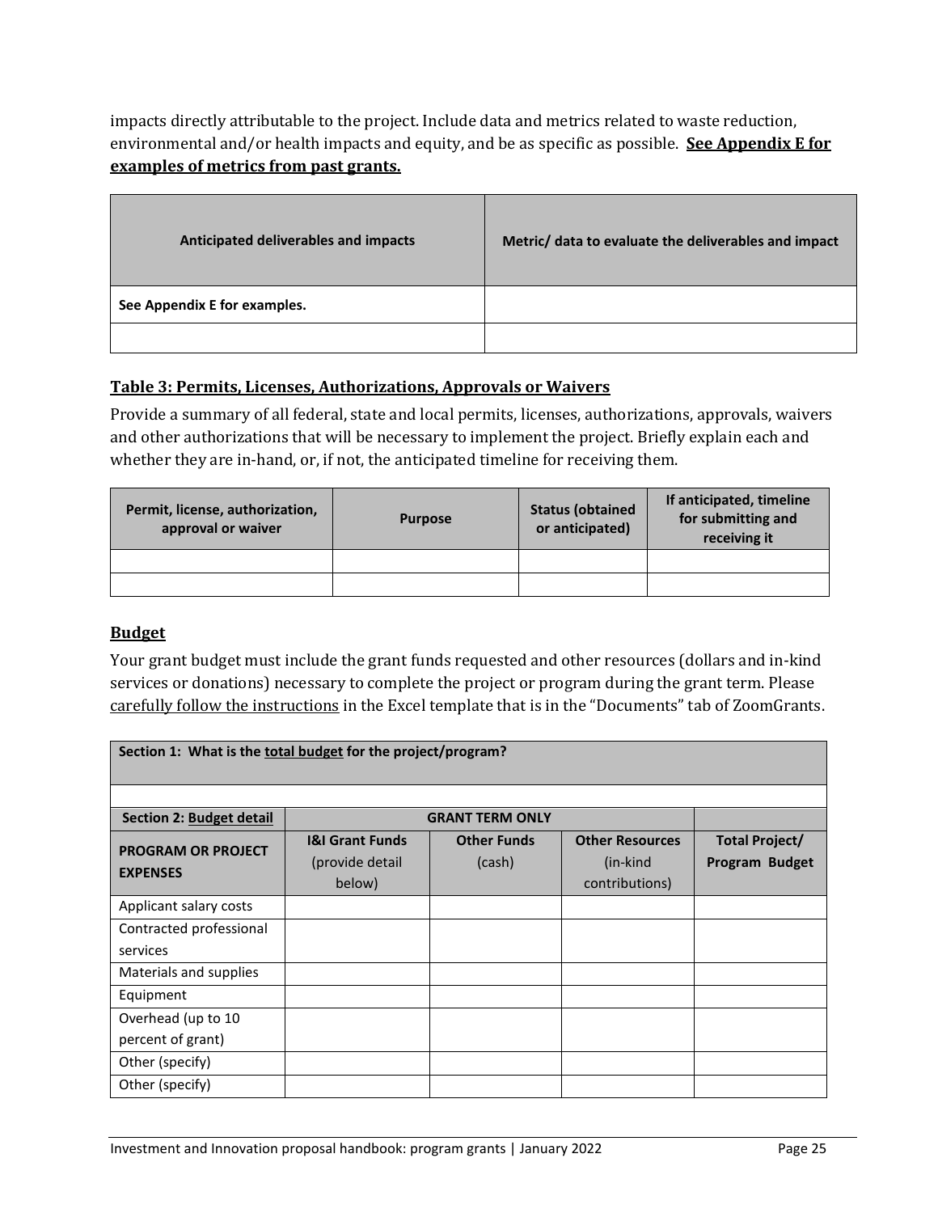impacts directly attributable to the project. Include data and metrics related to waste reduction, environmental and/or health impacts and equity, and be as specific as possible. **See Appendix E for examples of metrics from past grants.**

| Anticipated deliverables and impacts | Metric/ data to evaluate the deliverables and impact |
|---|---|
| **See Appendix E for examples.** | |
| | |

### Table 3: Permits, Licenses, Authorizations, Approvals or Waivers

Provide a summary of all federal, state and local permits, licenses, authorizations, approvals, waivers and other authorizations that will be necessary to implement the project. Briefly explain each and whether they are in-hand, or, if not, the anticipated timeline for receiving them.

| Permit, license, authorization, approval or waiver | Purpose | Status (obtained or anticipated) | If anticipated, timeline for submitting and receiving it |
|---|---|---|---|
| | | | |
| | | | |

### Budget

Your grant budget must include the grant funds requested and other resources (dollars and in-kind services or donations) necessary to complete the project or program during the grant term. Please carefully follow the instructions in the Excel template that is in the "Documents" tab of ZoomGrants.

| **Section 1: What is the total budget for the project/program?** | | | | |
|---|---|---|---|---|
| | | | | |
| **Section 2: Budget detail** | **GRANT TERM ONLY** | | | |
| **PROGRAM OR PROJECT EXPENSES** | **I&I Grant Funds** (provide detail below) | **Other Funds** (cash) | **Other Resources** (in-kind contributions) | **Total Project/ Program Budget** |
| Applicant salary costs | | | | |
| Contracted professional services | | | | |
| Materials and supplies | | | | |
| Equipment | | | | |
| Overhead (up to 10 percent of grant) | | | | |
| Other (specify) | | | | |
| Other (specify) | | | | |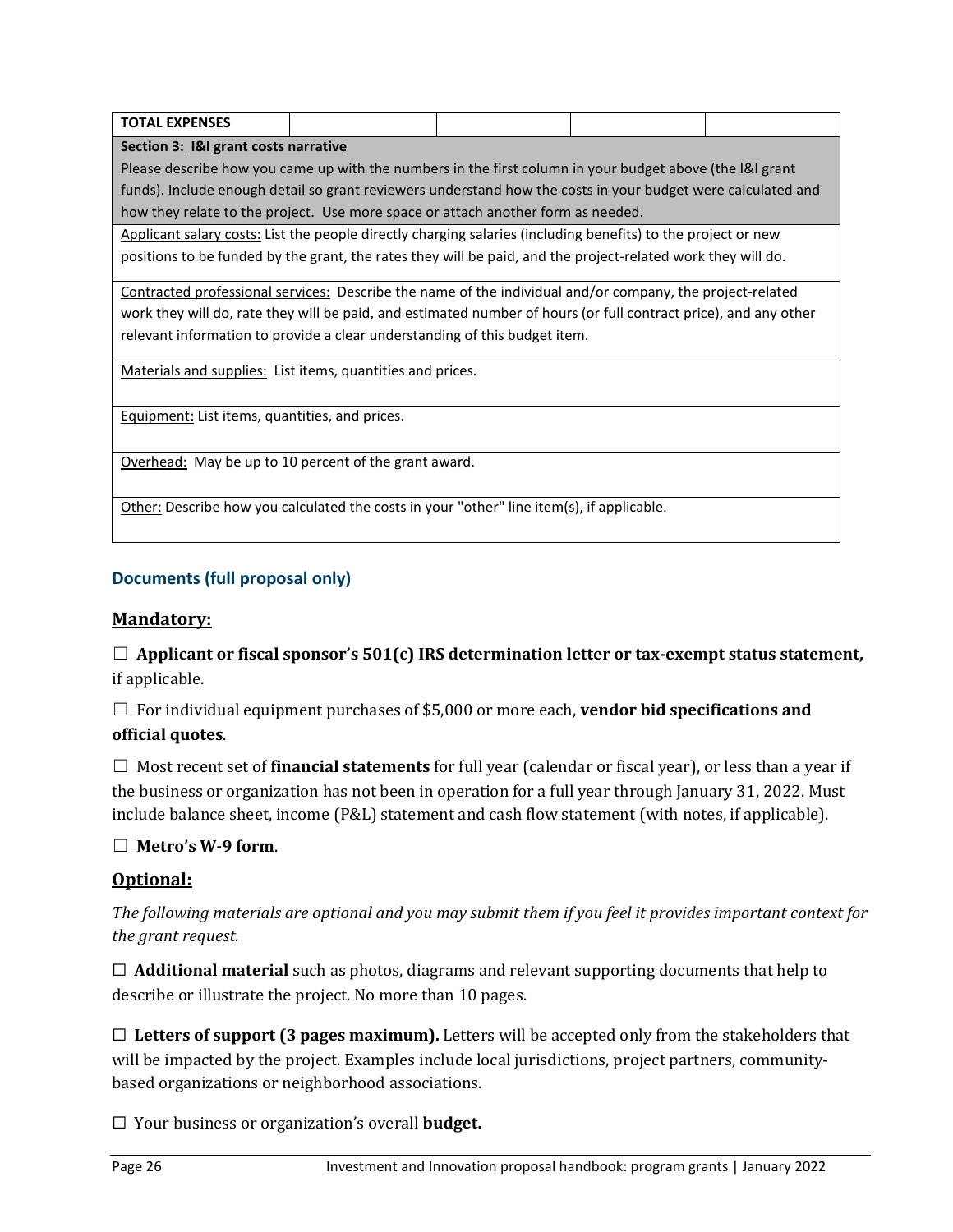| TOTAL EXPENSES | | | | |
|---|---|---|---|---|

| **Section 3: I&I grant costs narrative** Please describe how you came up with the numbers in the first column in your budget above (the I&I grant funds). Include enough detail so grant reviewers understand how the costs in your budget were calculated and how they relate to the project. Use more space or attach another form as needed. |
|---|
| Applicant salary costs: List the people directly charging salaries (including benefits) to the project or new positions to be funded by the grant, the rates they will be paid, and the project-related work they will do. |
| Contracted professional services: Describe the name of the individual and/or company, the project-related work they will do, rate they will be paid, and estimated number of hours (or full contract price), and any other relevant information to provide a clear understanding of this budget item. |
| Materials and supplies: List items, quantities and prices. |
| Equipment: List items, quantities, and prices. |
| Overhead: May be up to 10 percent of the grant award. |
| Other: Describe how you calculated the costs in your "other" line item(s), if applicable. |

## Documents (full proposal only)

### Mandatory:

☐ **Applicant or fiscal sponsor's 501(c) IRS determination letter or tax-exempt status statement,** if applicable.

☐ For individual equipment purchases of $5,000 or more each, **vendor bid specifications and official quotes**.

☐ Most recent set of **financial statements** for full year (calendar or fiscal year), or less than a year if the business or organization has not been in operation for a full year through January 31, 2022. Must include balance sheet, income (P&L) statement and cash flow statement (with notes, if applicable).

☐ **Metro's W-9 form**.

### Optional:

*The following materials are optional and you may submit them if you feel it provides important context for the grant request.*

☐ **Additional material** such as photos, diagrams and relevant supporting documents that help to describe or illustrate the project. No more than 10 pages.

☐ **Letters of support (3 pages maximum).** Letters will be accepted only from the stakeholders that will be impacted by the project. Examples include local jurisdictions, project partners, community-based organizations or neighborhood associations.

☐ Your business or organization's overall **budget.**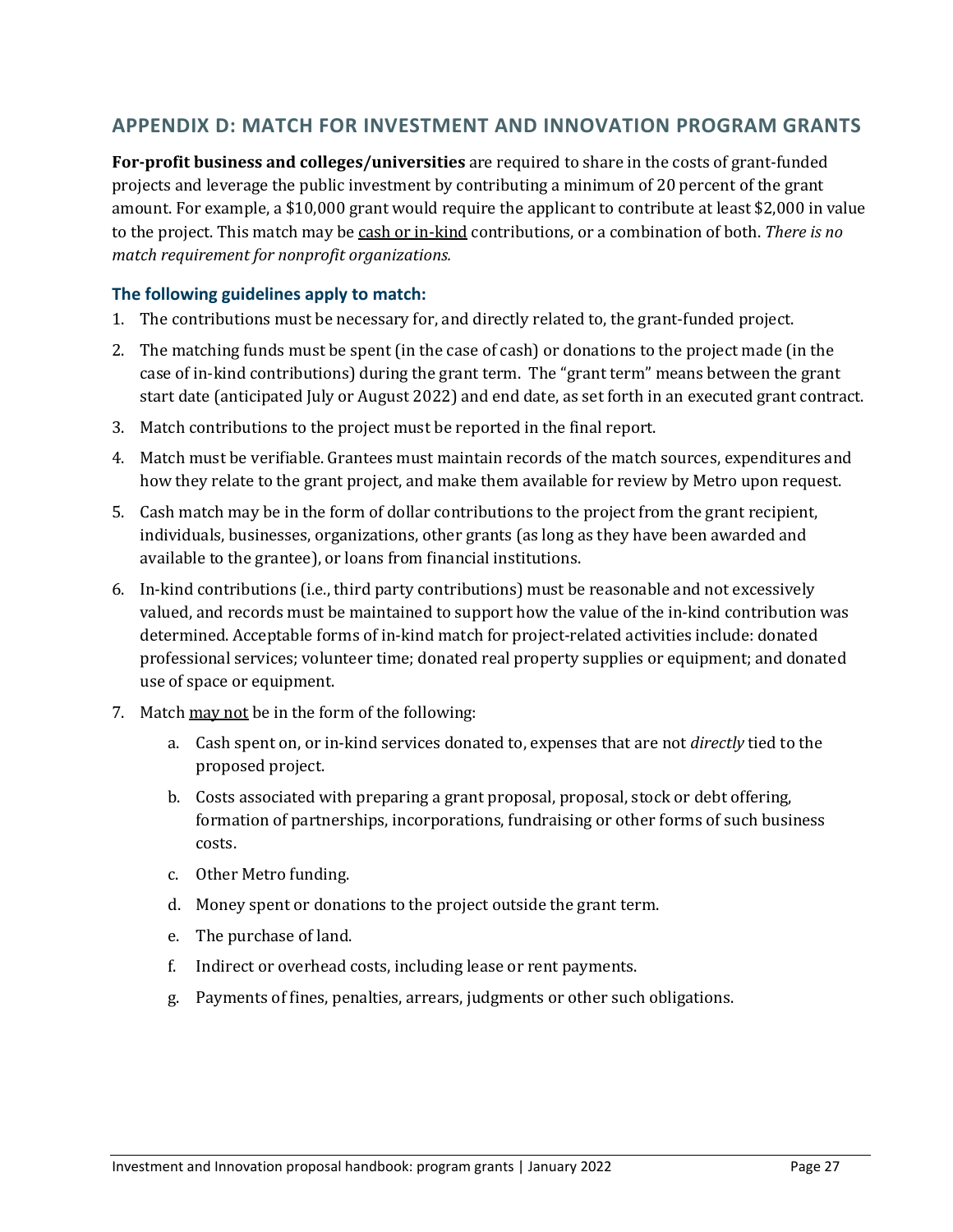## APPENDIX D: MATCH FOR INVESTMENT AND INNOVATION PROGRAM GRANTS

**For-profit business and colleges/universities** are required to share in the costs of grant-funded projects and leverage the public investment by contributing a minimum of 20 percent of the grant amount. For example, a $10,000 grant would require the applicant to contribute at least $2,000 in value to the project. This match may be cash or in-kind contributions, or a combination of both. *There is no match requirement for nonprofit organizations.*

### The following guidelines apply to match:

1. The contributions must be necessary for, and directly related to, the grant-funded project.
2. The matching funds must be spent (in the case of cash) or donations to the project made (in the case of in-kind contributions) during the grant term. The "grant term" means between the grant start date (anticipated July or August 2022) and end date, as set forth in an executed grant contract.
3. Match contributions to the project must be reported in the final report.
4. Match must be verifiable. Grantees must maintain records of the match sources, expenditures and how they relate to the grant project, and make them available for review by Metro upon request.
5. Cash match may be in the form of dollar contributions to the project from the grant recipient, individuals, businesses, organizations, other grants (as long as they have been awarded and available to the grantee), or loans from financial institutions.
6. In-kind contributions (i.e., third party contributions) must be reasonable and not excessively valued, and records must be maintained to support how the value of the in-kind contribution was determined. Acceptable forms of in-kind match for project-related activities include: donated professional services; volunteer time; donated real property supplies or equipment; and donated use of space or equipment.
7. Match may not be in the form of the following:
   a. Cash spent on, or in-kind services donated to, expenses that are not *directly* tied to the proposed project.
   b. Costs associated with preparing a grant proposal, proposal, stock or debt offering, formation of partnerships, incorporations, fundraising or other forms of such business costs.
   c. Other Metro funding.
   d. Money spent or donations to the project outside the grant term.
   e. The purchase of land.
   f. Indirect or overhead costs, including lease or rent payments.
   g. Payments of fines, penalties, arrears, judgments or other such obligations.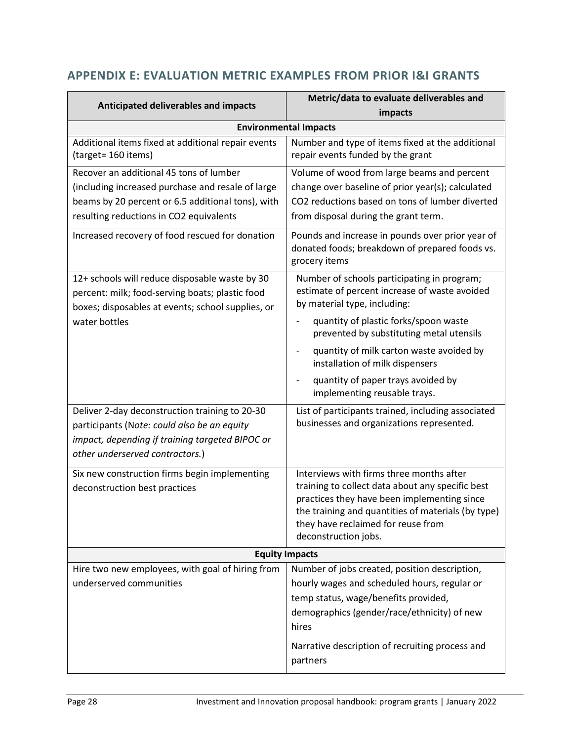## APPENDIX E: EVALUATION METRIC EXAMPLES FROM PRIOR I&I GRANTS

| Anticipated deliverables and impacts | Metric/data to evaluate deliverables and impacts |
|---|---|
| **Environmental Impacts** | |
| Additional items fixed at additional repair events (target= 160 items) | Number and type of items fixed at the additional repair events funded by the grant |
| Recover an additional 45 tons of lumber (including increased purchase and resale of large beams by 20 percent or 6.5 additional tons), with resulting reductions in $CO_2$ equivalents | Volume of wood from large beams and percent change over baseline of prior year(s); calculated $CO_2$ reductions based on tons of lumber diverted from disposal during the grant term. |
| Increased recovery of food rescued for donation | Pounds and increase in pounds over prior year of donated foods; breakdown of prepared foods vs. grocery items |
| 12+ schools will reduce disposable waste by 30 percent: milk; food-serving boats; plastic food boxes; disposables at events; school supplies, or water bottles | Number of schools participating in program; estimate of percent increase of waste avoided by material type, including: <br> - quantity of plastic forks/spoon waste prevented by substituting metal utensils <br> - quantity of milk carton waste avoided by installation of milk dispensers <br> - quantity of paper trays avoided by implementing reusable trays. |
| Deliver 2-day deconstruction training to 20-30 participants (N*ote: could also be an equity impact, depending if training targeted BIPOC or other underserved contractors.*) | List of participants trained, including associated businesses and organizations represented. |
| Six new construction firms begin implementing deconstruction best practices | Interviews with firms three months after training to collect data about any specific best practices they have been implementing since the training and quantities of materials (by type) they have reclaimed for reuse from deconstruction jobs. |
| **Equity Impacts** | |
| Hire two new employees, with goal of hiring from underserved communities | Number of jobs created, position description, hourly wages and scheduled hours, regular or temp status, wage/benefits provided, demographics (gender/race/ethnicity) of new hires <br><br> Narrative description of recruiting process and partners |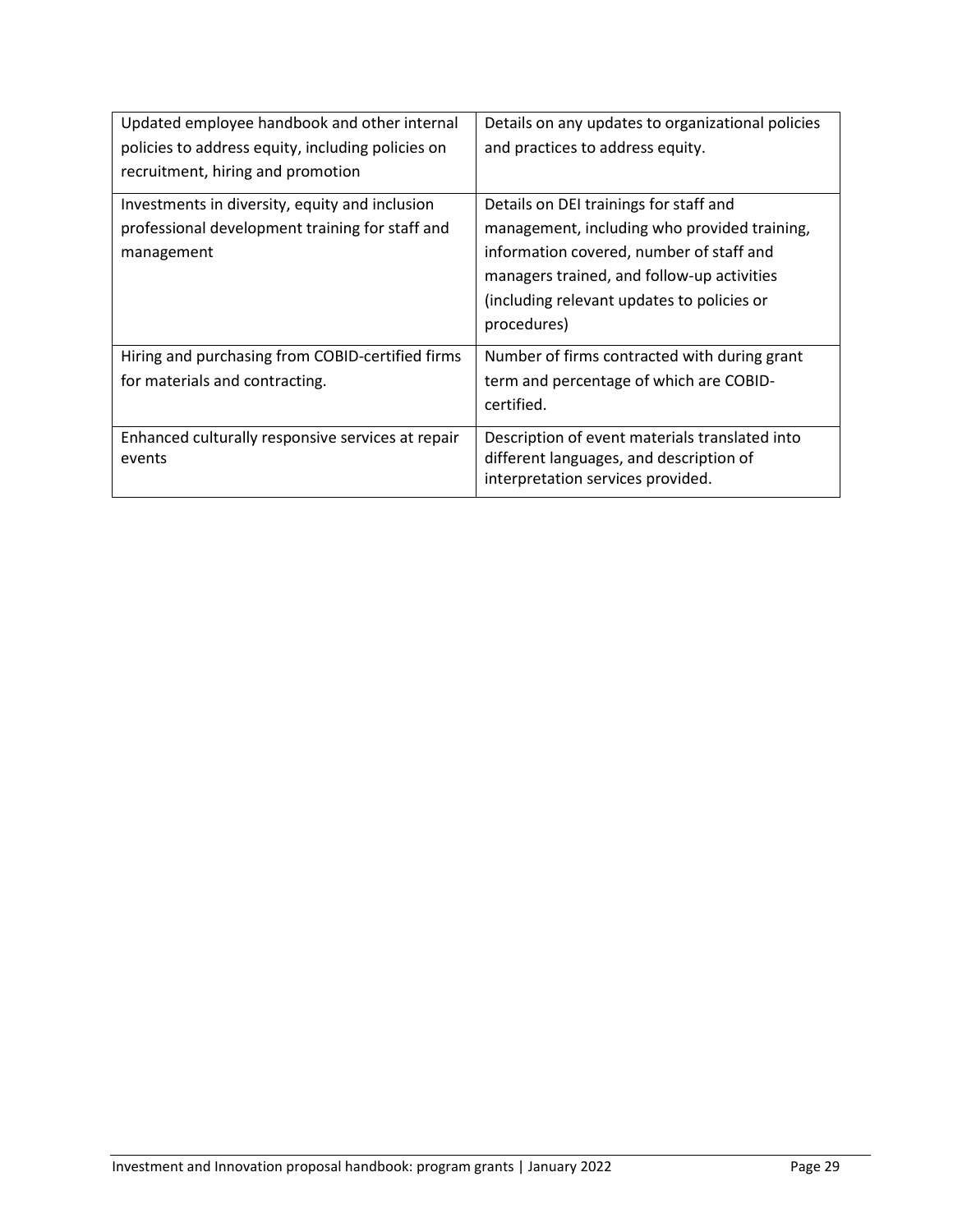| | |
|---|---|
| Updated employee handbook and other internal policies to address equity, including policies on recruitment, hiring and promotion | Details on any updates to organizational policies and practices to address equity. |
| Investments in diversity, equity and inclusion professional development training for staff and management | Details on DEI trainings for staff and management, including who provided training, information covered, number of staff and managers trained, and follow-up activities (including relevant updates to policies or procedures) |
| Hiring and purchasing from COBID-certified firms for materials and contracting. | Number of firms contracted with during grant term and percentage of which are COBID-certified. |
| Enhanced culturally responsive services at repair events | Description of event materials translated into different languages, and description of interpretation services provided. |